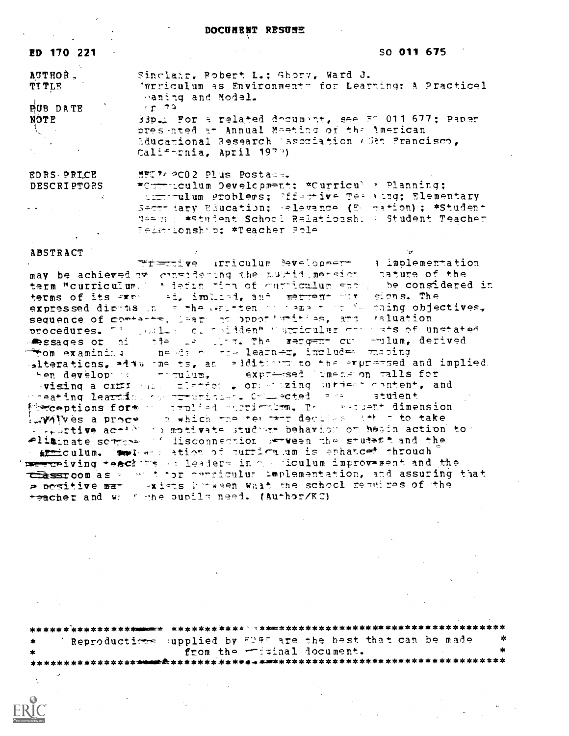# DOCUMENT RESUME

ED 170 221 SO 011 675

AUTHOR Sinclair, Robert L.; Ghory, Ward J.
TITLE Curriculum as Environments for Learning: A Practical Meaning and Model.
PUB DATE Apr 79
NOTE 33p.; For a related document, see SO 011 677; Paper presented at Annual Meeting of the American Educational Research Association (San Francisco, California, April 1979)

EDRS PRICE MF01/PC02 Plus Postage.
DESCRIPTORS *Curriculum Development; *Curriculum Planning; Curriculum Problems; Effective Teaching; Elementary Secondary Education; Relevance (Education); *Student Needs; *Student School Relationship; Student Teacher Relationship; *Teacher Role

## ABSTRACT

Effective curriculum development and implementation may be achieved by considering the multidimensional nature of the term "curriculum." A definition of curriculum should be considered in terms of its expressed, implied, and emergent dimensions. The expressed dimensions include the written statements of learning objectives, sequence of contents, learning opportunities, and evaluation procedures. The implied or "hidden" curriculum consists of unstated messages or hidden rules. The emergent curriculum, derived from examining the needs of the learner, includes ongoing alterations, adjustments, and additions to the expressed and implied. When developing curriculum, the expressed dimension calls for devising a curriculum plan, organizing subject content, and creating learning opportunities. Collected teacher and student perceptions form the implied curriculum. The emergent dimension involves a process in which the teacher decides whether to take corrective action to motivate student behavior or begin action to eliminate sources of disconnection between the student and the curriculum. Implementation of curriculum is enhanced through perceiving teachers as leaders in curriculum improvement and the classroom as a unit for curriculum implementation, and assuring that a positive match exists between what the school requires of the teacher and what the pupils need. (Author/KC)

Reproductions supplied by EDRS are the best that can be made from the original document.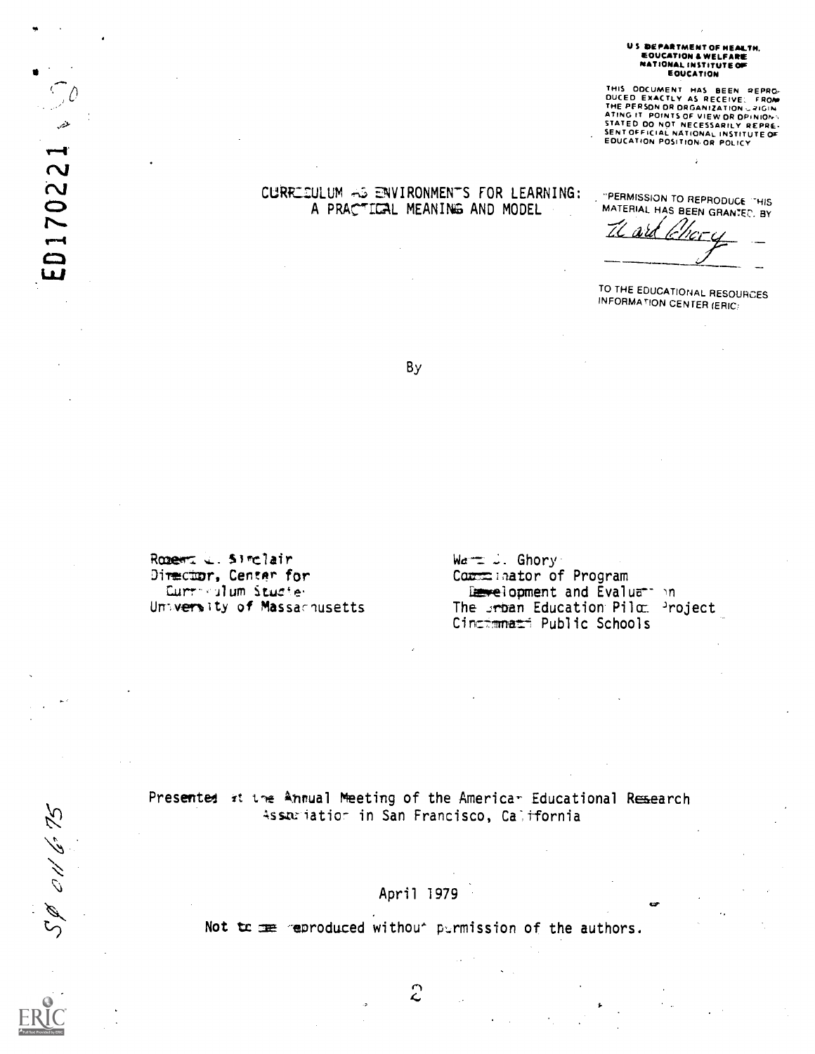U S DEPARTMENT OF HEALTH, EDUCATION & WELFARE NATIONAL INSTITUTE OF EDUCATION

THIS DOCUMENT HAS BEEN REPRODUCED EXACTLY AS RECEIVED FROM THE PERSON OR ORGANIZATION ORIGINATING IT. POINTS OF VIEW OR OPINIONS STATED DO NOT NECESSARILY REPRESENT OFFICIAL NATIONAL INSTITUTE OF EDUCATION POSITION OR POLICY

"PERMISSION TO REPRODUCE THIS MATERIAL HAS BEEN GRANTED BY

Ward Ghory

TO THE EDUCATIONAL RESOURCES INFORMATION CENTER (ERIC)"

ED170221

# CURRICULUM AS ENVIRONMENTS FOR LEARNING: A PRACTICAL MEANING AND MODEL

By

Robert L. Sinclair
Director, Center for Curriculum Studies
University of Massachusetts

Ward J. Ghory
Coordinator of Program Development and Evaluation
The Urban Education Pilot Project
Cincinnati Public Schools

Presented at the Annual Meeting of the American Educational Research Association in San Francisco, California

April 1979

Not to be reproduced without permission of the authors.

SP 011 675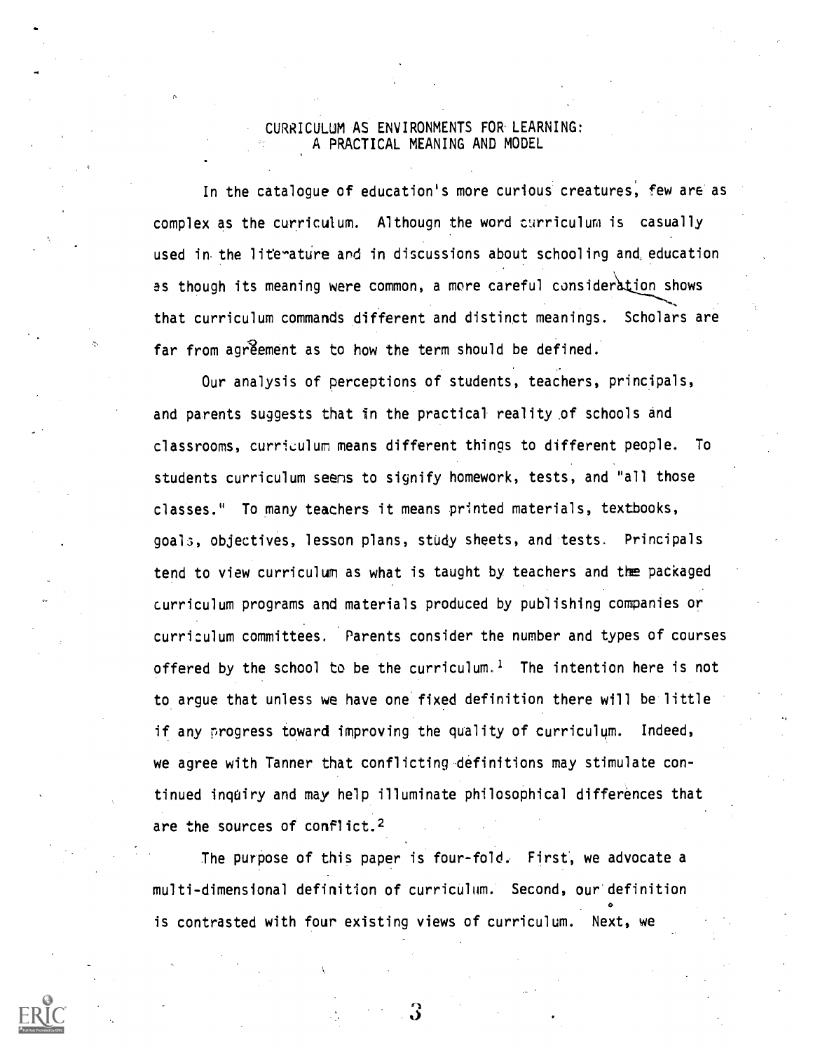# CURRICULUM AS ENVIRONMENTS FOR LEARNING: A PRACTICAL MEANING AND MODEL

In the catalogue of education's more curious creatures, few are as complex as the curriculum. Althougn the word curriculum is casually used in the literature and in discussions about schooling and education as though its meaning were common, a more careful consideration shows that curriculum commands different and distinct meanings. Scholars are far from agreement as to how the term should be defined.

Our analysis of perceptions of students, teachers, principals, and parents suggests that in the practical reality of schools and classrooms, curriculum means different things to different people. To students curriculum seems to signify homework, tests, and "all those classes." To many teachers it means printed materials, textbooks, goals, objectives, lesson plans, study sheets, and tests. Principals tend to view curriculum as what is taught by teachers and the packaged curriculum programs and materials produced by publishing companies or curriculum committees. Parents consider the number and types of courses offered by the school to be the curriculum.[1] The intention here is not to argue that unless we have one fixed definition there will be little if any progress toward improving the quality of curriculum. Indeed, we agree with Tanner that conflicting definitions may stimulate continued inquiry and may help illuminate philosophical differences that are the sources of conflict.[2]

The purpose of this paper is four-fold. First, we advocate a multi-dimensional definition of curriculum. Second, our definition is contrasted with four existing views of curriculum. Next, we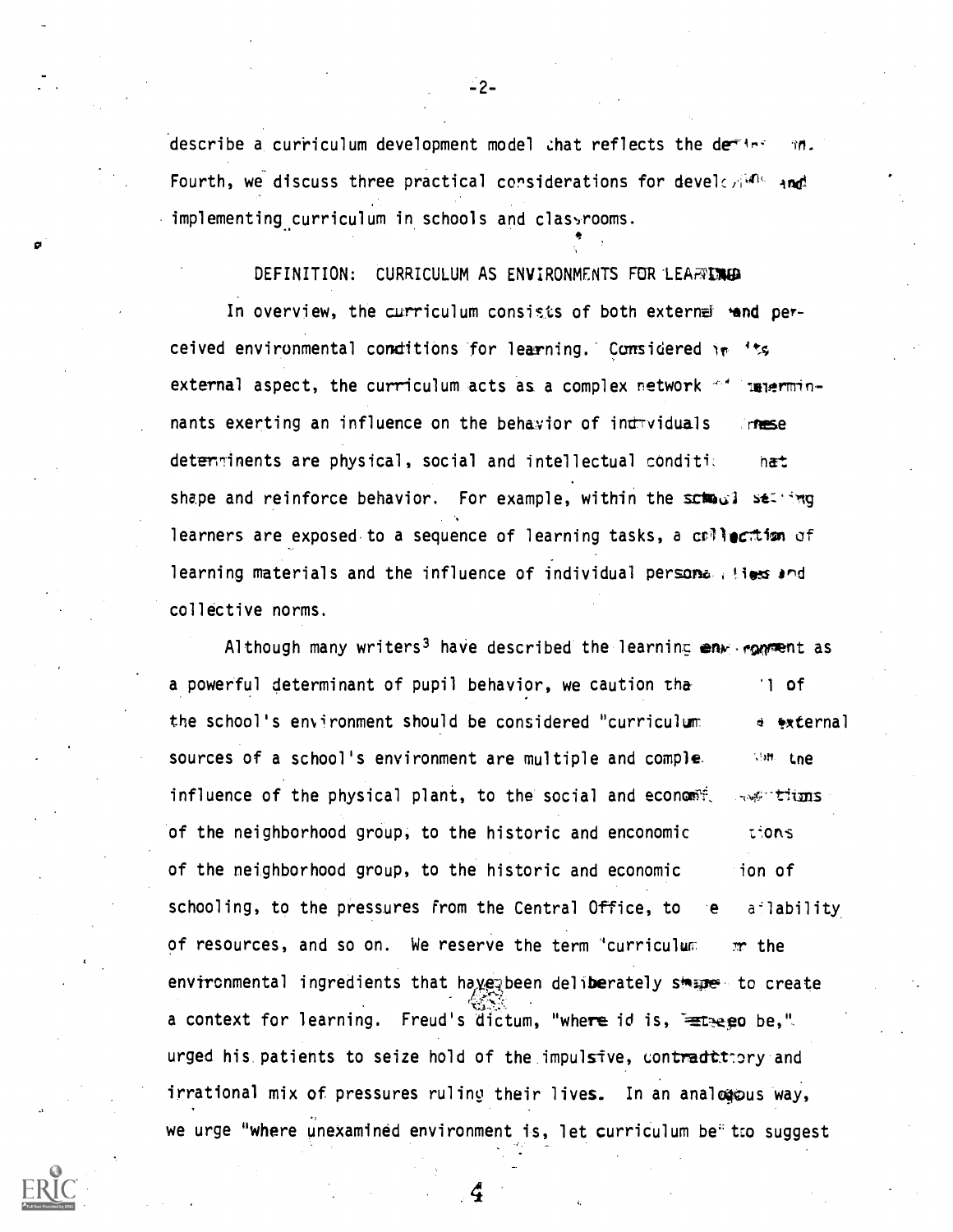describe a curriculum development model that reflects the definition. Fourth, we discuss three practical considerations for developing and implementing curriculum in schools and classrooms.

## DEFINITION: CURRICULUM AS ENVIRONMENTS FOR LEARNING

In overview, the curriculum consists of both external and perceived environmental conditions for learning. Considered in its external aspect, the curriculum acts as a complex network of determinants exerting an influence on the behavior of individuals. These determinents are physical, social and intellectual conditions that shape and reinforce behavior. For example, within the school setting learners are exposed to a sequence of learning tasks, a collection of learning materials and the influence of individual personalities and collective norms.

Although many writers[3] have described the learning environment as a powerful determinant of pupil behavior, we caution that ... l of the school's environment should be considered "curriculum ... external sources of a school's environment are multiple and complex ... the influence of the physical plant, to the social and economic ... tions of the neighborhood group, to the historic and enconomic ... tions of the neighborhood group, to the historic and economic ... ion of schooling, to the pressures from the Central Office, to the availability of resources, and so on. We reserve the term "curriculum" for the environmental ingredients that have been deliberately shaped to create a context for learning. Freud's dictum, "where id is, let ego be," urged his patients to seize hold of the impulsive, contradictory and irrational mix of pressures ruling their lives. In an analogous way, we urge "where unexamined environment is, let curriculum be" to suggest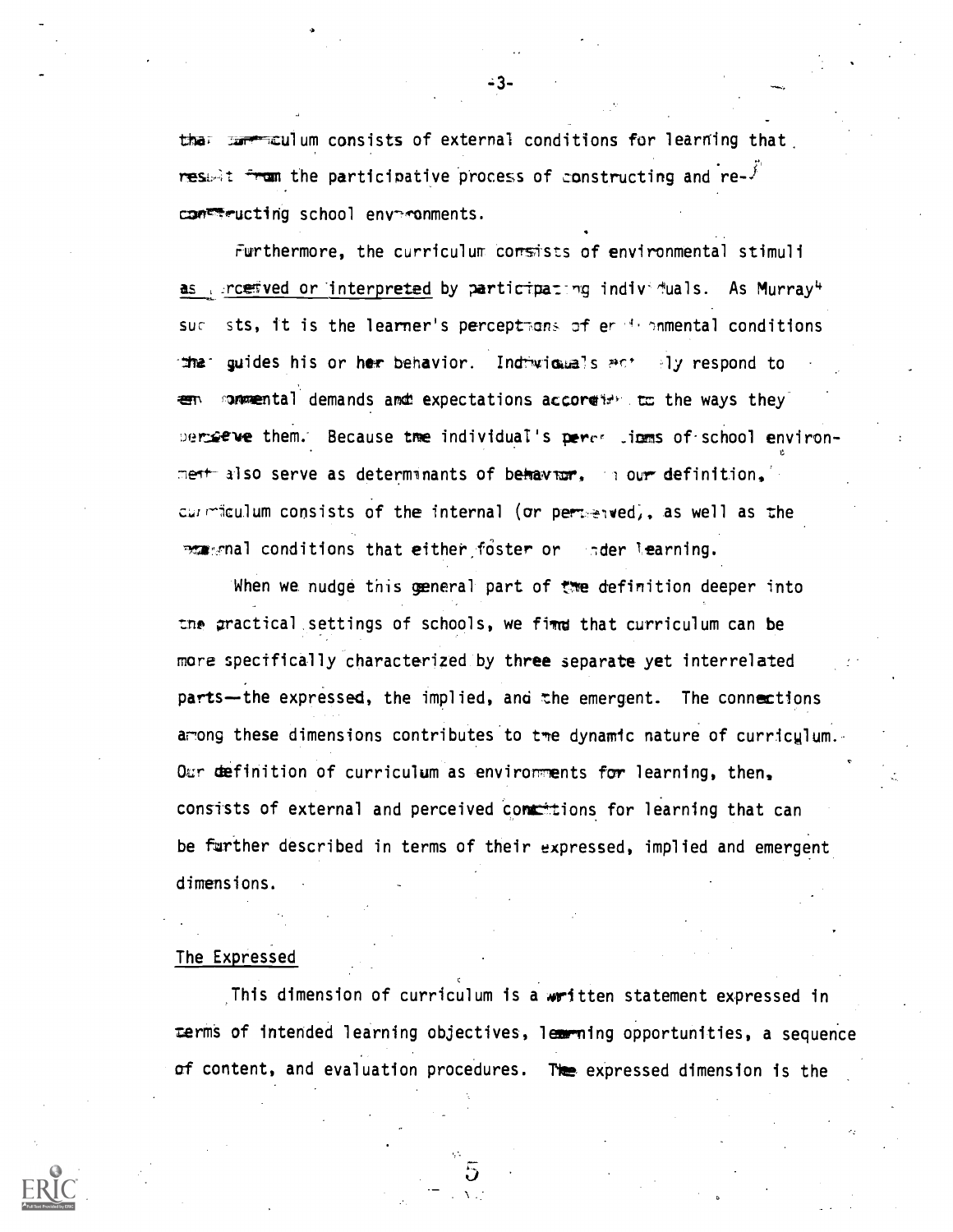that curriculum consists of external conditions for learning that result from the participative process of constructing and reconstructing school environments.

Furthermore, the curriculum consists of environmental stimuli as perceived or interpreted by participating individuals. As Murray[4] suggests, it is the learner's perceptions of environmental conditions that guides his or her behavior. Individuals actively respond to environmental demands and expectations according to the ways they perceive them. Because the individual's perceptions of school environment also serve as determinants of behavior, in our definition, curriculum consists of the internal (or perceived), as well as the external conditions that either foster or hinder learning.

When we nudge this general part of the definition deeper into the practical settings of schools, we find that curriculum can be more specifically characterized by three separate yet interrelated parts—the expressed, the implied, and the emergent. The connections among these dimensions contributes to the dynamic nature of curriculum. Our definition of curriculum as environments for learning, then, consists of external and perceived conditions for learning that can be further described in terms of their expressed, implied and emergent dimensions.

## The Expressed

This dimension of curriculum is a written statement expressed in terms of intended learning objectives, learning opportunities, a sequence of content, and evaluation procedures. The expressed dimension is the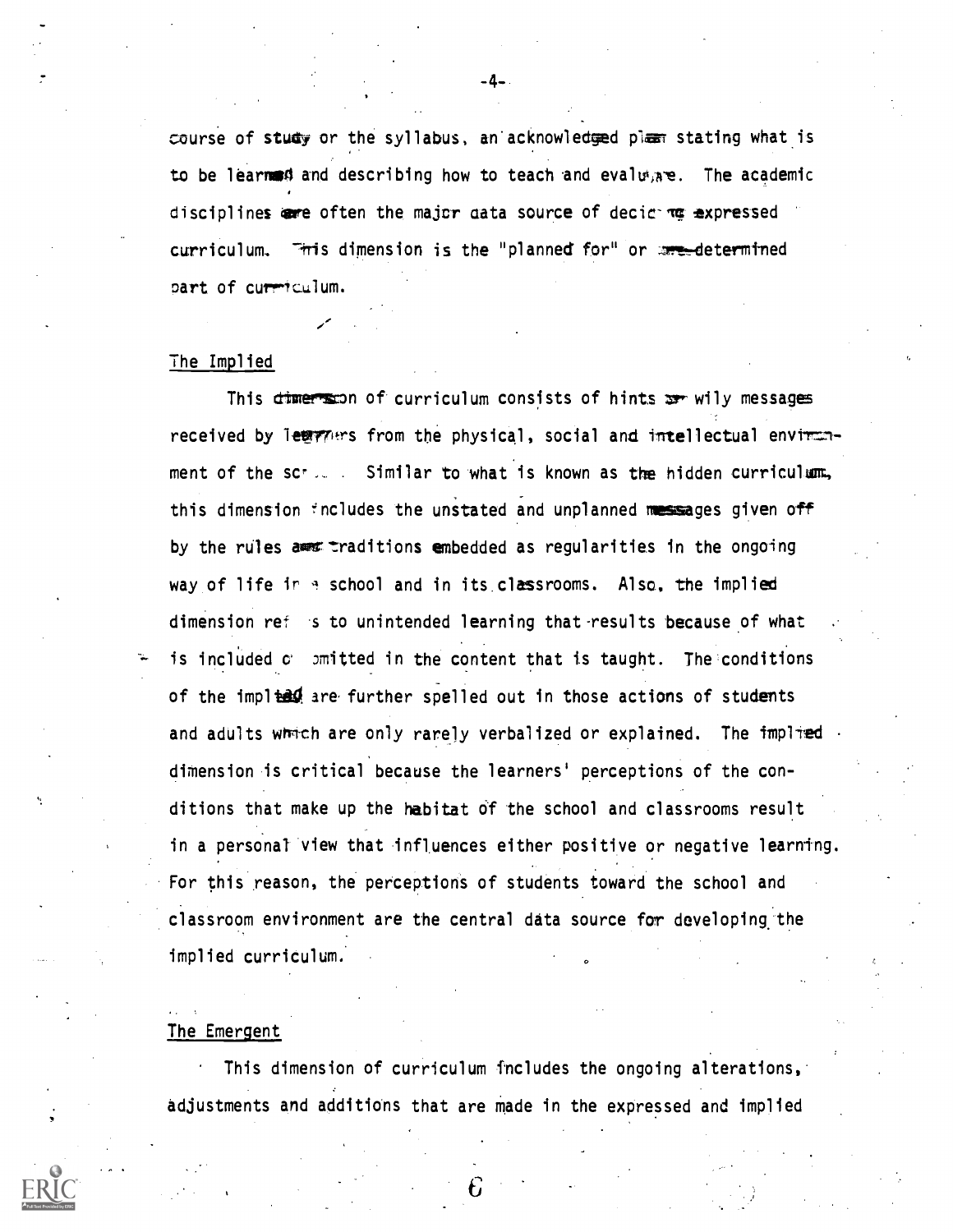course of study or the syllabus, an acknowledged plan stating what is to be learned and describing how to teach and evaluate. The academic disciplines are often the major data source of deciding expressed curriculum. This dimension is the "planned for" or pre-determined part of curriculum.

## The Implied

This dimension of curriculum consists of hints or wily messages received by learners from the physical, social and intellectual environment of the school. Similar to what is known as the hidden curriculum, this dimension includes the unstated and unplanned messages given off by the rules and traditions embedded as regularities in the ongoing way of life in a school and in its classrooms. Also, the implied dimension refers to unintended learning that results because of what is included or omitted in the content that is taught. The conditions of the implied are further spelled out in those actions of students and adults which are only rarely verbalized or explained. The implied dimension is critical because the learners' perceptions of the conditions that make up the habitat of the school and classrooms result in a personal view that influences either positive or negative learning. For this reason, the perceptions of students toward the school and classroom environment are the central data source for developing the implied curriculum.

## The Emergent

This dimension of curriculum includes the ongoing alterations, adjustments and additions that are made in the expressed and implied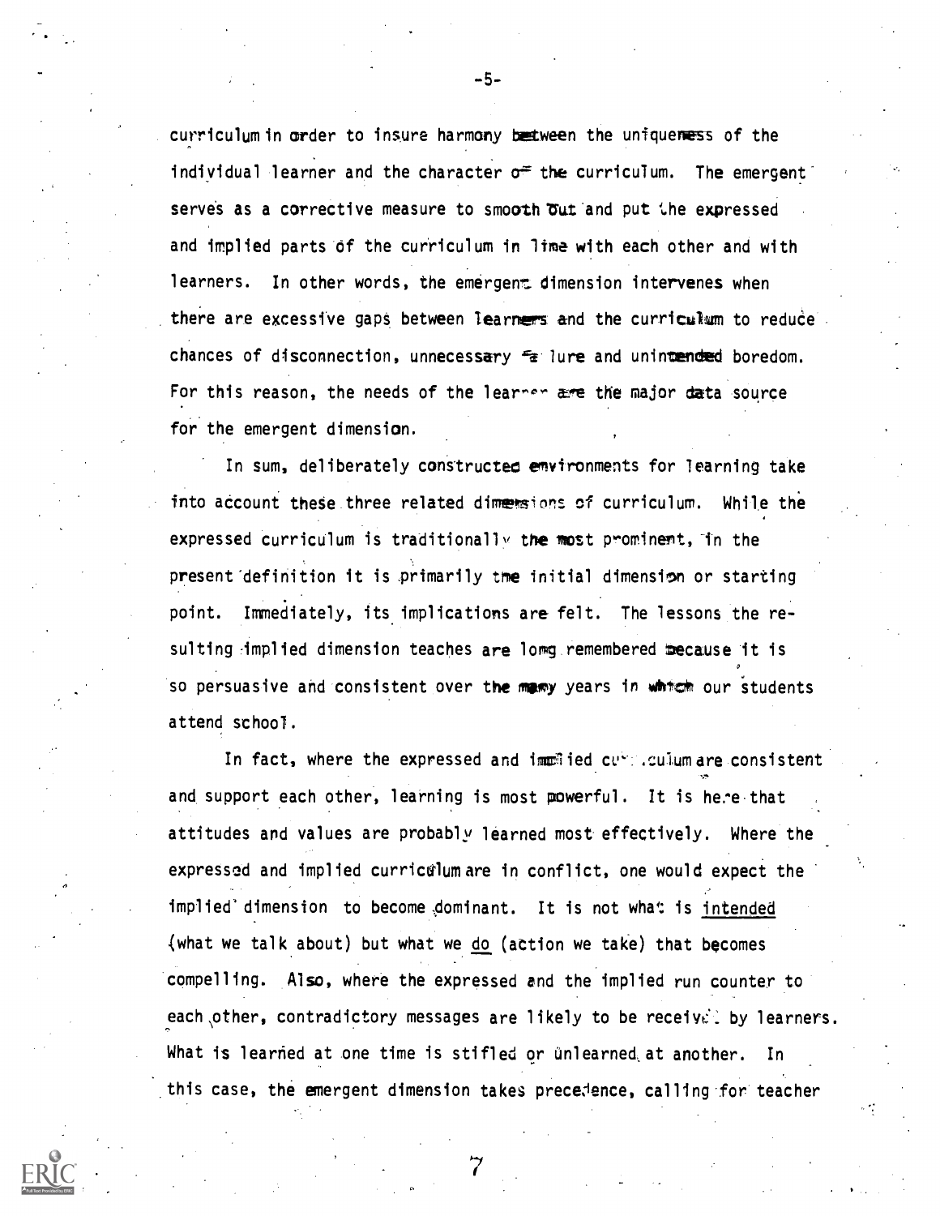curriculum in order to insure harmony between the uniqueness of the individual learner and the character of the curriculum. The emergent serves as a corrective measure to smooth out and put the expressed and implied parts of the curriculum in line with each other and with learners. In other words, the emergent dimension intervenes when there are excessive gaps between learners and the curriculum to reduce chances of disconnection, unnecessary failure and unintended boredom. For this reason, the needs of the learner are the major data source for the emergent dimension.

In sum, deliberately constructed environments for learning take into account these three related dimensions of curriculum. While the expressed curriculum is traditionally the most prominent, in the present definition it is primarily the initial dimension or starting point. Immediately, its implications are felt. The lessons the resulting implied dimension teaches are long remembered because it is so persuasive and consistent over the many years in which our students attend school.

In fact, where the expressed and implied curriculum are consistent and support each other, learning is most powerful. It is here that attitudes and values are probably learned most effectively. Where the expressed and implied curriculum are in conflict, one would expect the implied dimension to become dominant. It is not what is _intended_ (what we talk about) but what we _do_ (action we take) that becomes compelling. Also, where the expressed and the implied run counter to each other, contradictory messages are likely to be received by learners. What is learned at one time is stifled or unlearned at another. In this case, the emergent dimension takes precedence, calling for teacher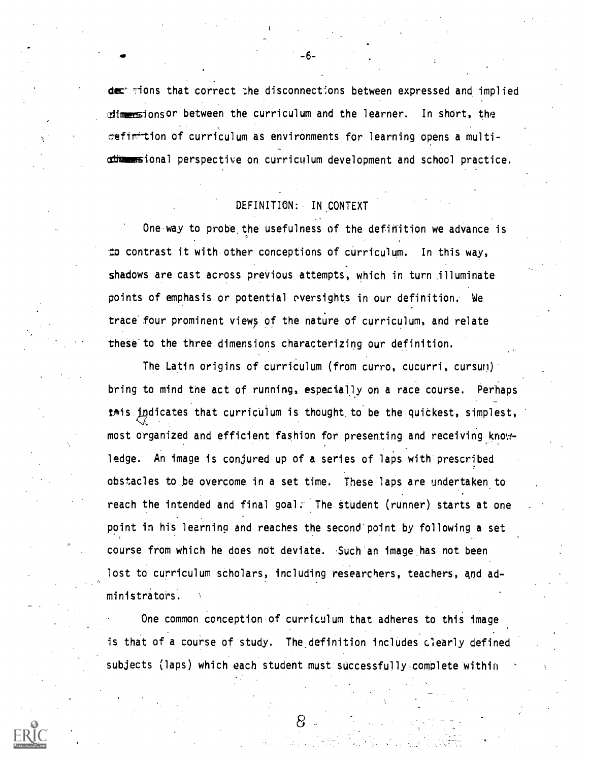decisions that correct the disconnections between expressed and implied dimensions or between the curriculum and the learner. In short, the definition of curriculum as environments for learning opens a multi-dimensional perspective on curriculum development and school practice.

## DEFINITION: IN CONTEXT

One way to probe the usefulness of the definition we advance is to contrast it with other conceptions of curriculum. In this way, shadows are cast across previous attempts, which in turn illuminate points of emphasis or potential oversights in our definition. We trace four prominent views of the nature of curriculum, and relate these to the three dimensions characterizing our definition.

The Latin origins of curriculum (from curro, cucurri, cursum) bring to mind the act of running, especially on a race course. Perhaps this indicates that curriculum is thought to be the quickest, simplest, most organized and efficient fashion for presenting and receiving knowledge. An image is conjured up of a series of laps with prescribed obstacles to be overcome in a set time. These laps are undertaken to reach the intended and final goal. The student (runner) starts at one point in his learning and reaches the second point by following a set course from which he does not deviate. Such an image has not been lost to curriculum scholars, including researchers, teachers, and administrators.

One common conception of curriculum that adheres to this image is that of a course of study. The definition includes clearly defined subjects (laps) which each student must successfully complete within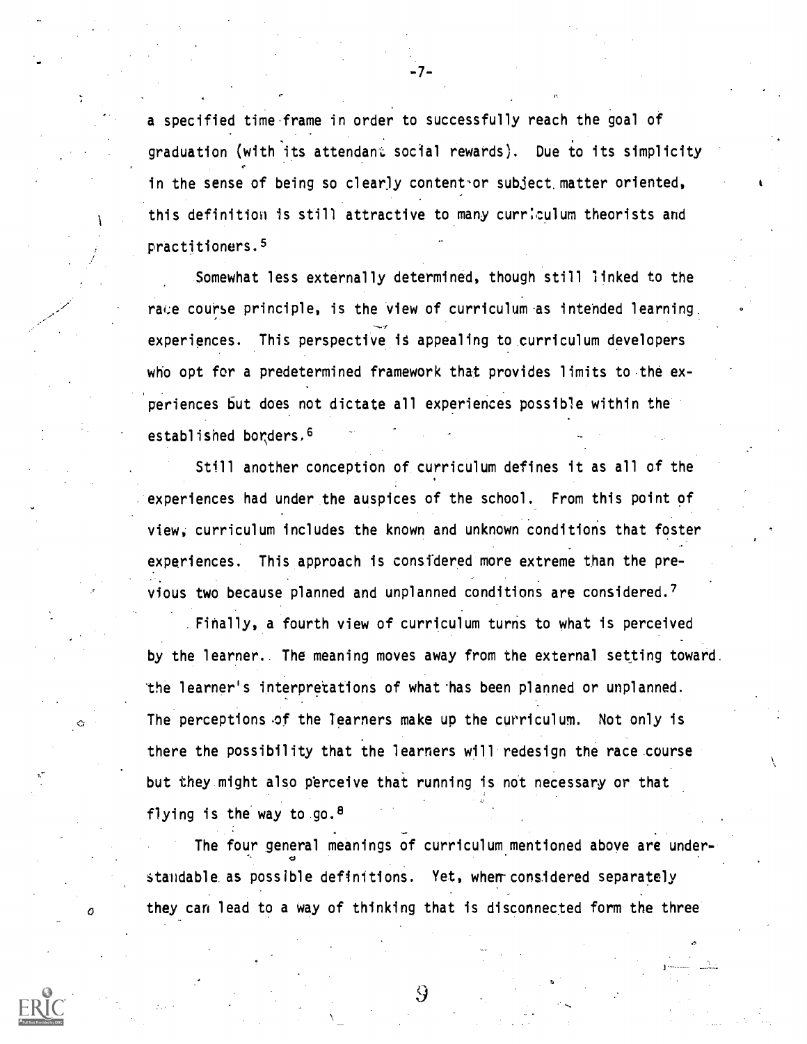a specified time frame in order to successfully reach the goal of graduation (with its attendant social rewards). Due to its simplicity in the sense of being so clearly content or subject matter oriented, this definition is still attractive to many curriculum theorists and practitioners.[5]

Somewhat less externally determined, though still linked to the race course principle, is the view of curriculum as intended learning experiences. This perspective is appealing to curriculum developers who opt for a predetermined framework that provides limits to the experiences but does not dictate all experiences possible within the established borders.[6]

Still another conception of curriculum defines it as all of the experiences had under the auspices of the school. From this point of view, curriculum includes the known and unknown conditions that foster experiences. This approach is considered more extreme than the previous two because planned and unplanned conditions are considered.[7]

Finally, a fourth view of curriculum turns to what is perceived by the learner. The meaning moves away from the external setting toward the learner's interpretations of what has been planned or unplanned. The perceptions of the learners make up the curriculum. Not only is there the possibility that the learners will redesign the race course but they might also perceive that running is not necessary or that flying is the way to go.[8]

The four general meanings of curriculum mentioned above are understandable as possible definitions. Yet, when considered separately they can lead to a way of thinking that is disconnected form the three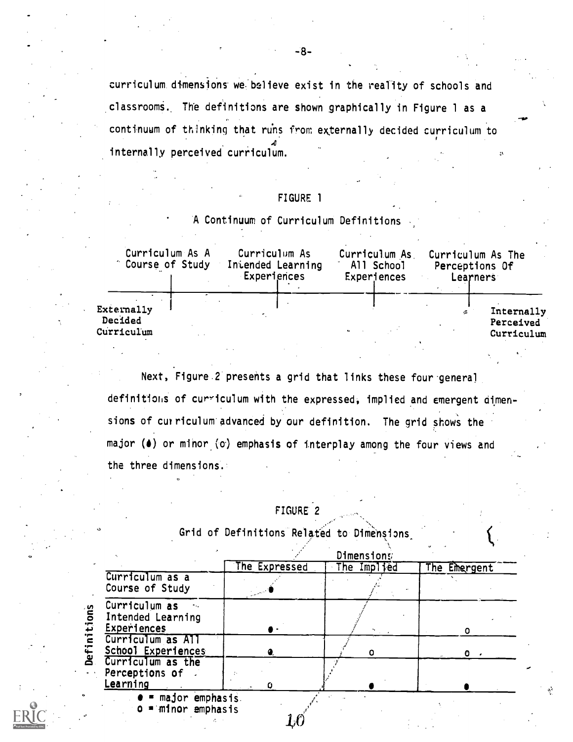curriculum dimensions we believe exist in the reality of schools and classrooms. The definitions are shown graphically in Figure 1 as a continuum of thinking that runs from externally decided curriculum to internally perceived curriculum.

FIGURE 1

A Continuum of Curriculum Definitions

| Curriculum As A Course of Study | Curriculum As Intended Learning Experiences | Curriculum As All School Experiences | Curriculum As The Perceptions Of Learners |
|---|---|---|---|

Externally Decided Curriculum ⟶ Internally Perceived Curriculum

Next, Figure 2 presents a grid that links these four general definitions of curriculum with the expressed, implied and emergent dimensions of curriculum advanced by our definition. The grid shows the major (●) or minor (o) emphasis of interplay among the four views and the three dimensions.

FIGURE 2

Grid of Definitions Related to Dimensions

| Definitions | Dimensions: The Expressed | The Implied | The Emergent |
|---|---|---|---|
| Curriculum as a Course of Study | ● | | |
| Curriculum as Intended Learning Experiences | ● | | o |
| Curriculum as All School Experiences | ● | o | o |
| Curriculum as the Perceptions of Learning | o | ● | ● |

● = major emphasis
o = minor emphasis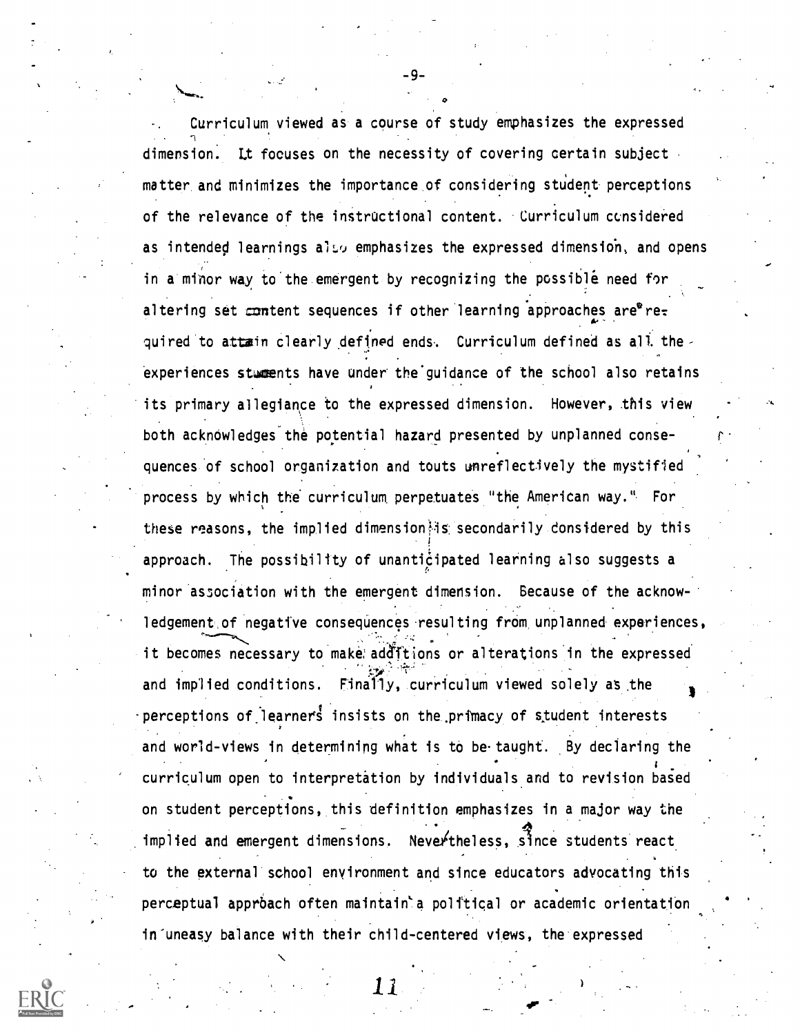Curriculum viewed as a course of study emphasizes the expressed dimension. It focuses on the necessity of covering certain subject matter and minimizes the importance of considering student perceptions of the relevance of the instructional content. Curriculum considered as intended learnings also emphasizes the expressed dimension, and opens in a minor way to the emergent by recognizing the possible need for altering set content sequences if other learning approaches are required to attain clearly defined ends. Curriculum defined as all the experiences students have under the guidance of the school also retains its primary allegiance to the expressed dimension. However, this view both acknowledges the potential hazard presented by unplanned consequences of school organization and touts unreflectively the mystified process by which the curriculum perpetuates "the American way." For these reasons, the implied dimension is secondarily considered by this approach. The possibility of unanticipated learning also suggests a minor association with the emergent dimension. Because of the acknowledgement of negative consequences resulting from unplanned experiences, it becomes necessary to make additions or alterations in the expressed and implied conditions. Finally, curriculum viewed solely as the perceptions of learners insists on the primacy of student interests and world-views in determining what is to be taught. By declaring the curriculum open to interpretation by individuals and to revision based on student perceptions, this definition emphasizes in a major way the implied and emergent dimensions. Nevertheless, since students react to the external school environment and since educators advocating this perceptual approach often maintain a political or academic orientation in uneasy balance with their child-centered views, the expressed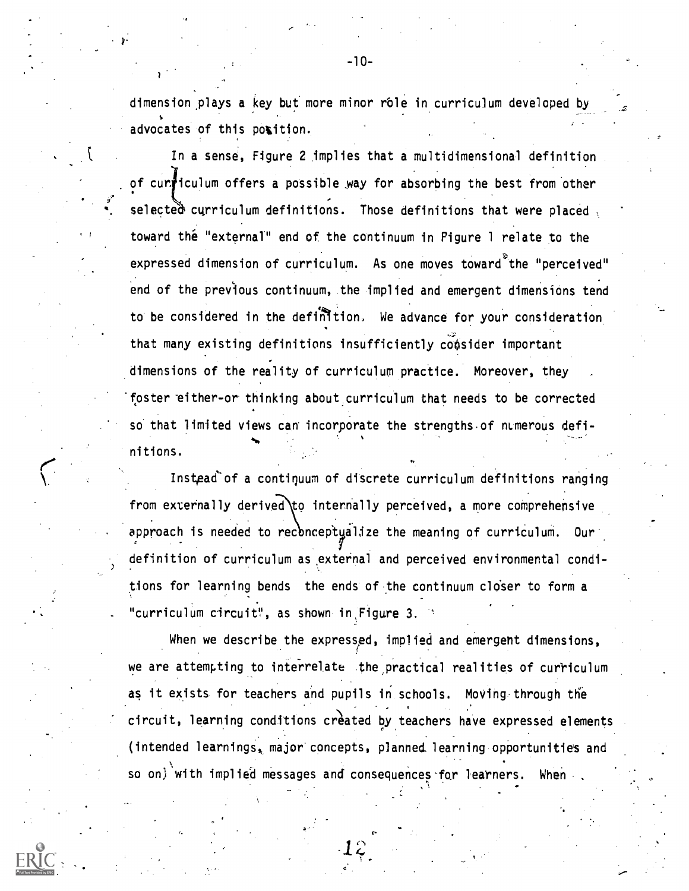dimension plays a key but more minor rôle in curriculum developed by advocates of this position.

In a sense, Figure 2 implies that a multidimensional definition of curriculum offers a possible way for absorbing the best from other selected curriculum definitions. Those definitions that were placed toward the "external" end of the continuum in Figure 1 relate to the expressed dimension of curriculum. As one moves toward the "perceived" end of the previous continuum, the implied and emergent dimensions tend to be considered in the definition. We advance for your consideration that many existing definitions insufficiently consider important dimensions of the reality of curriculum practice. Moreover, they foster either-or thinking about curriculum that needs to be corrected so that limited views can incorporate the strengths of numerous definitions.

Instead of a continuum of discrete curriculum definitions ranging from externally derived to internally perceived, a more comprehensive approach is needed to reconceptualize the meaning of curriculum. Our definition of curriculum as external and perceived environmental conditions for learning bends the ends of the continuum closer to form a "curriculum circuit", as shown in Figure 3.

When we describe the expressed, implied and emergent dimensions, we are attempting to interrelate the practical realities of curriculum as it exists for teachers and pupils in schools. Moving through the circuit, learning conditions created by teachers have expressed elements (intended learnings, major concepts, planned learning opportunities and so on) with implied messages and consequences for learners. When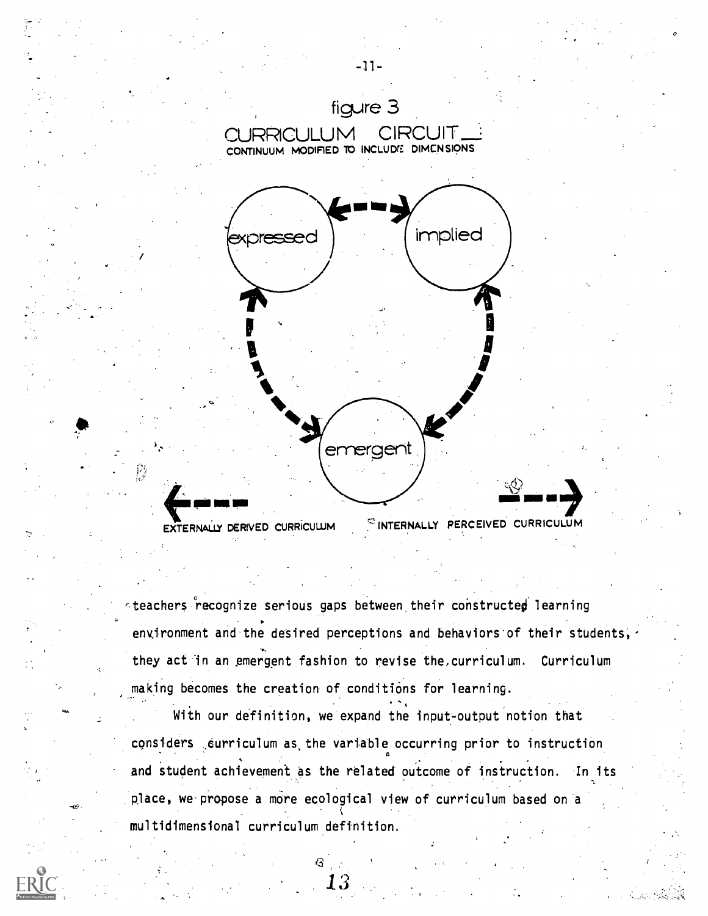figure 3

CURRICULUM CIRCUIT:

CONTINUUM MODIFIED TO INCLUDE DIMENSIONS

expressed

implied

emergent

EXTERNALLY DERIVED CURRICULUM

INTERNALLY PERCEIVED CURRICULUM

teachers recognize serious gaps between their constructed learning environment and the desired perceptions and behaviors of their students, they act in an emergent fashion to revise the curriculum. Curriculum making becomes the creation of conditions for learning.

With our definition, we expand the input-output notion that considers curriculum as the variable occurring prior to instruction and student achievement as the related outcome of instruction. In its place, we propose a more ecological view of curriculum based on a multidimensional curriculum definition.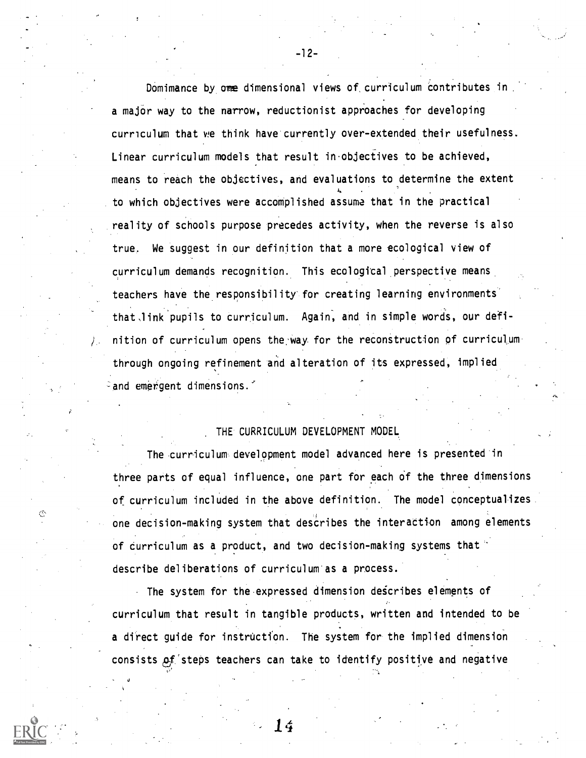Dominance by one dimensional views of curriculum contributes in a major way to the narrow, reductionist approaches for developing curriculum that we think have currently over-extended their usefulness. Linear curriculum models that result in objectives to be achieved, means to reach the objectives, and evaluations to determine the extent to which objectives were accomplished assume that in the practical reality of schools purpose precedes activity, when the reverse is also true. We suggest in our definition that a more ecological view of curriculum demands recognition. This ecological perspective means teachers have the responsibility for creating learning environments that link pupils to curriculum. Again, and in simple words, our definition of curriculum opens the way for the reconstruction of curriculum through ongoing refinement and alteration of its expressed, implied and emergent dimensions.

## THE CURRICULUM DEVELOPMENT MODEL

The curriculum development model advanced here is presented in three parts of equal influence, one part for each of the three dimensions of curriculum included in the above definition. The model conceptualizes one decision-making system that describes the interaction among elements of curriculum as a product, and two decision-making systems that describe deliberations of curriculum as a process.

The system for the expressed dimension describes elements of curriculum that result in tangible products, written and intended to be a direct guide for instruction. The system for the implied dimension consists of steps teachers can take to identify positive and negative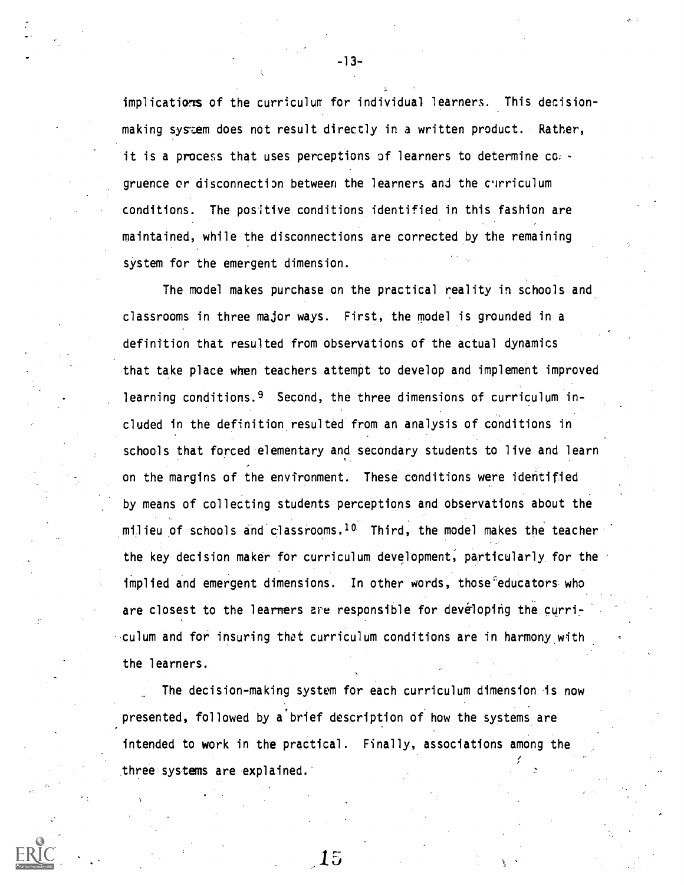implications of the curriculum for individual learners. This decision-making system does not result directly in a written product. Rather, it is a process that uses perceptions of learners to determine congruence or disconnection between the learners and the curriculum conditions. The positive conditions identified in this fashion are maintained, while the disconnections are corrected by the remaining system for the emergent dimension.

The model makes purchase on the practical reality in schools and classrooms in three major ways. First, the model is grounded in a definition that resulted from observations of the actual dynamics that take place when teachers attempt to develop and implement improved learning conditions.[9] Second, the three dimensions of curriculum included in the definition resulted from an analysis of conditions in schools that forced elementary and secondary students to live and learn on the margins of the environment. These conditions were identified by means of collecting students perceptions and observations about the milieu of schools and classrooms.[10] Third, the model makes the teacher the key decision maker for curriculum development, particularly for the implied and emergent dimensions. In other words, those educators who are closest to the learners are responsible for developing the curriculum and for insuring that curriculum conditions are in harmony with the learners.

The decision-making system for each curriculum dimension is now presented, followed by a brief description of how the systems are intended to work in the practical. Finally, associations among the three systems are explained.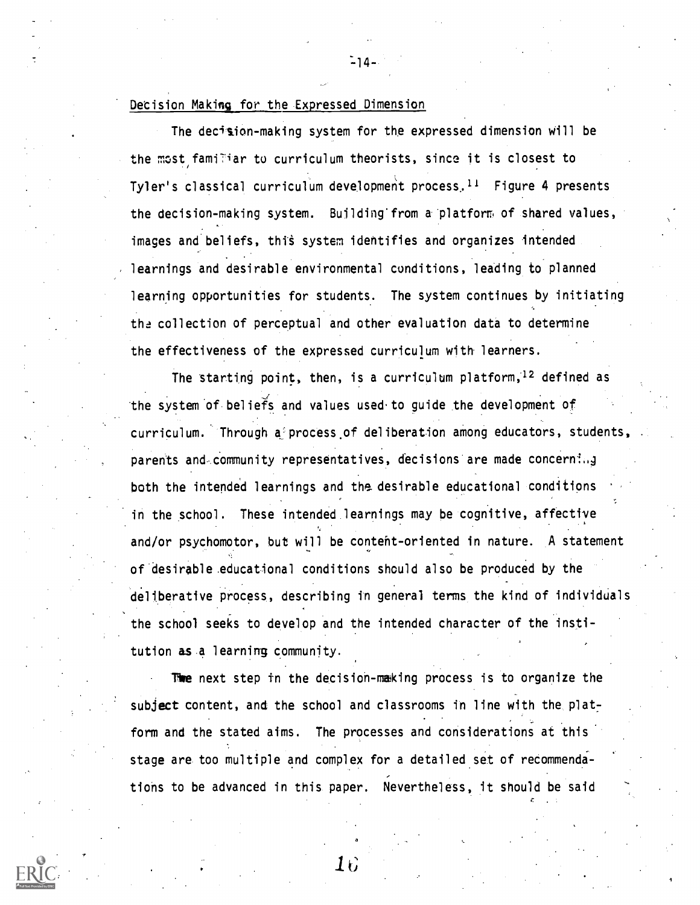Decision Making for the Expressed Dimension

The decision-making system for the expressed dimension will be the most familiar to curriculum theorists, since it is closest to Tyler's classical curriculum development process.[11] Figure 4 presents the decision-making system. Building from a platform of shared values, images and beliefs, this system identifies and organizes intended learnings and desirable environmental conditions, leading to planned learning opportunities for students. The system continues by initiating the collection of perceptual and other evaluation data to determine the effectiveness of the expressed curriculum with learners.

The starting point, then, is a curriculum platform,[12] defined as the system of beliefs and values used to guide the development of curriculum. Through a process of deliberation among educators, students, parents and community representatives, decisions are made concerning both the intended learnings and the desirable educational conditions in the school. These intended learnings may be cognitive, affective and/or psychomotor, but will be content-oriented in nature. A statement of desirable educational conditions should also be produced by the deliberative process, describing in general terms the kind of individuals the school seeks to develop and the intended character of the institution as a learning community.

The next step in the decision-making process is to organize the subject content, and the school and classrooms in line with the platform and the stated aims. The processes and considerations at this stage are too multiple and complex for a detailed set of recommendations to be advanced in this paper. Nevertheless, it should be said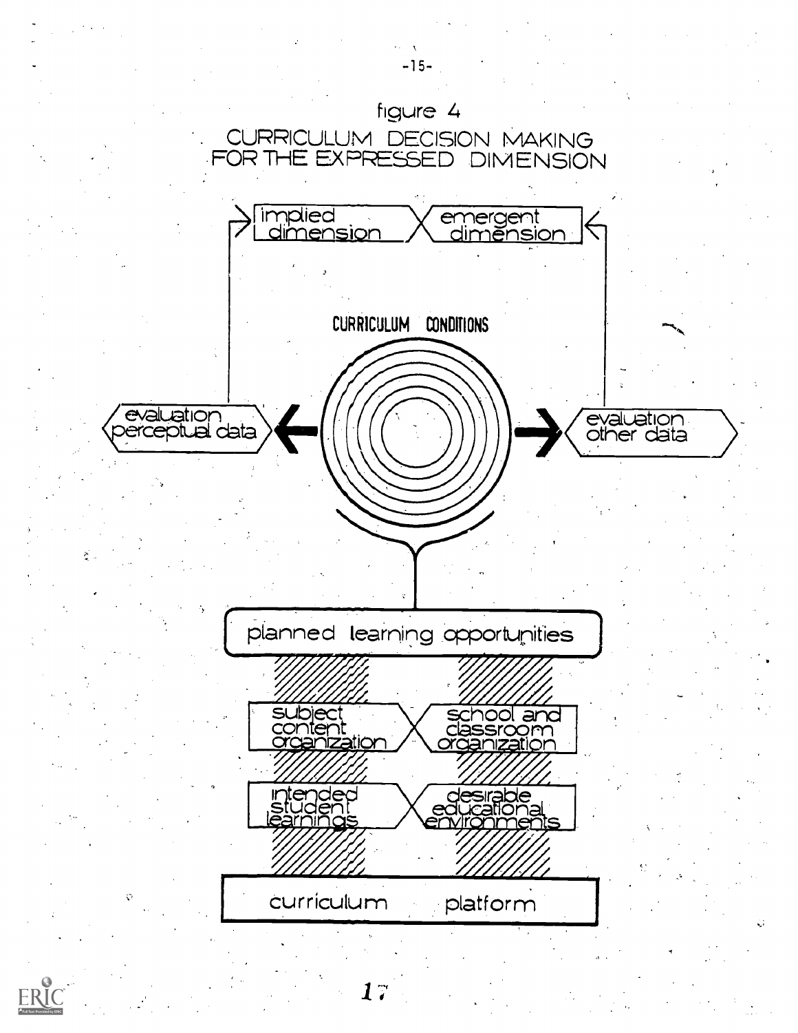figure 4

CURRICULUM DECISION MAKING FOR THE EXPRESSED DIMENSION

implied dimension

emergent dimension

CURRICULUM CONDITIONS

evaluation perceptual data

evaluation other data

planned learning opportunities

subject content organization

school and classroom organization

intended student learnings

desirable educational environments

curriculum platform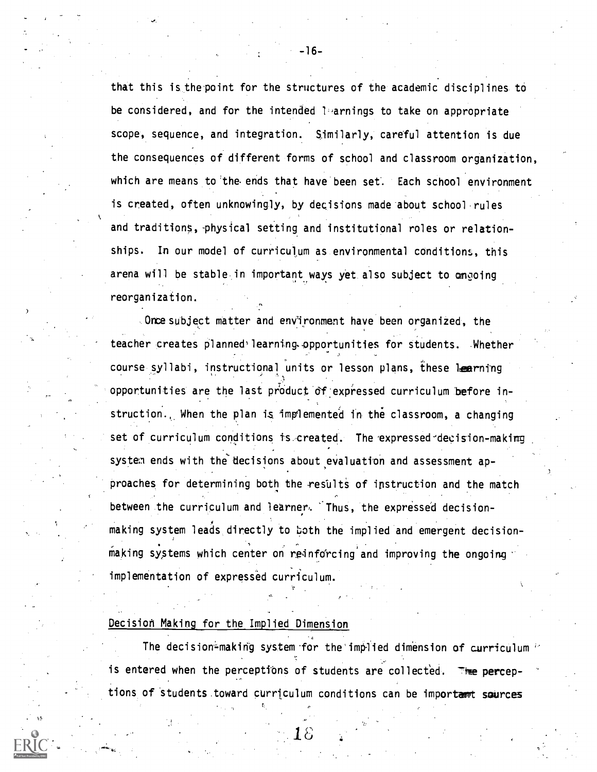that this is the point for the structures of the academic disciplines to be considered, and for the intended learnings to take on appropriate scope, sequence, and integration. Similarly, careful attention is due the consequences of different forms of school and classroom organization, which are means to the ends that have been set. Each school environment is created, often unknowingly, by decisions made about school rules and traditions, physical setting and institutional roles or relationships. In our model of curriculum as environmental conditions, this arena will be stable in important ways yet also subject to ongoing reorganization.

Once subject matter and environment have been organized, the teacher creates planned learning opportunities for students. Whether course syllabi, instructional units or lesson plans, these learning opportunities are the last product of expressed curriculum before instruction. When the plan is implemented in the classroom, a changing set of curriculum conditions is created. The expressed decision-making system ends with the decisions about evaluation and assessment approaches for determining both the results of instruction and the match between the curriculum and learner. Thus, the expressed decision-making system leads directly to both the implied and emergent decision-making systems which center on reinforcing and improving the ongoing implementation of expressed curriculum.

## Decision Making for the Implied Dimension

The decision-making system for the implied dimension of curriculum is entered when the perceptions of students are collected. The perceptions of students toward curriculum conditions can be important sources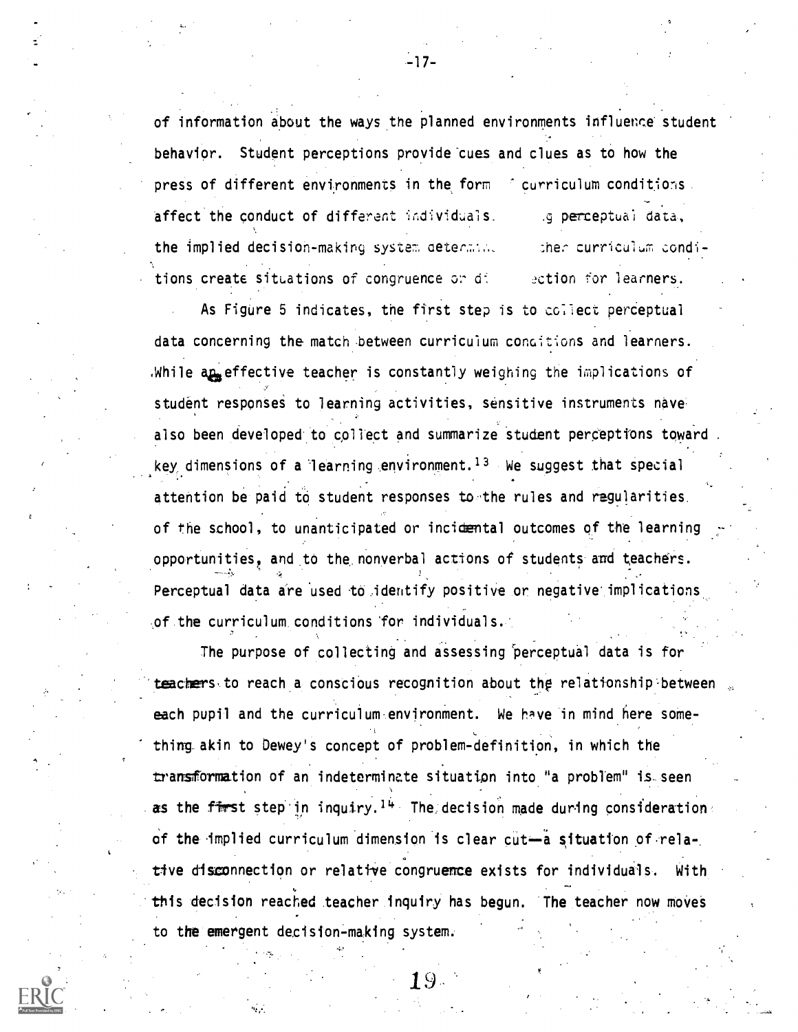of information about the ways the planned environments influence student behavior. Student perceptions provide cues and clues as to how the press of different environments in the form of curriculum conditions affect the conduct of different individuals. Using perceptual data, the implied decision-making system determines whether curriculum conditions create situations of congruence or disconnection for learners.

As Figure 5 indicates, the first step is to collect perceptual data concerning the match between curriculum conditions and learners. While an effective teacher is constantly weighing the implications of student responses to learning activities, sensitive instruments have also been developed to collect and summarize student perceptions toward key dimensions of a learning environment.[13] We suggest that special attention be paid to student responses to the rules and regularities of the school, to unanticipated or incidental outcomes of the learning opportunities, and to the nonverbal actions of students and teachers. Perceptual data are used to identify positive or negative implications of the curriculum conditions for individuals.

The purpose of collecting and assessing perceptual data is for teachers to reach a conscious recognition about the relationship between each pupil and the curriculum environment. We have in mind here something akin to Dewey's concept of problem-definition, in which the transformation of an indeterminate situation into "a problem" is seen as the first step in inquiry.[14] The decision made during consideration of the implied curriculum dimension is clear cut—a situation of relative disconnection or relative congruence exists for individuals. With this decision reached teacher inquiry has begun. The teacher now moves to the emergent decision-making system.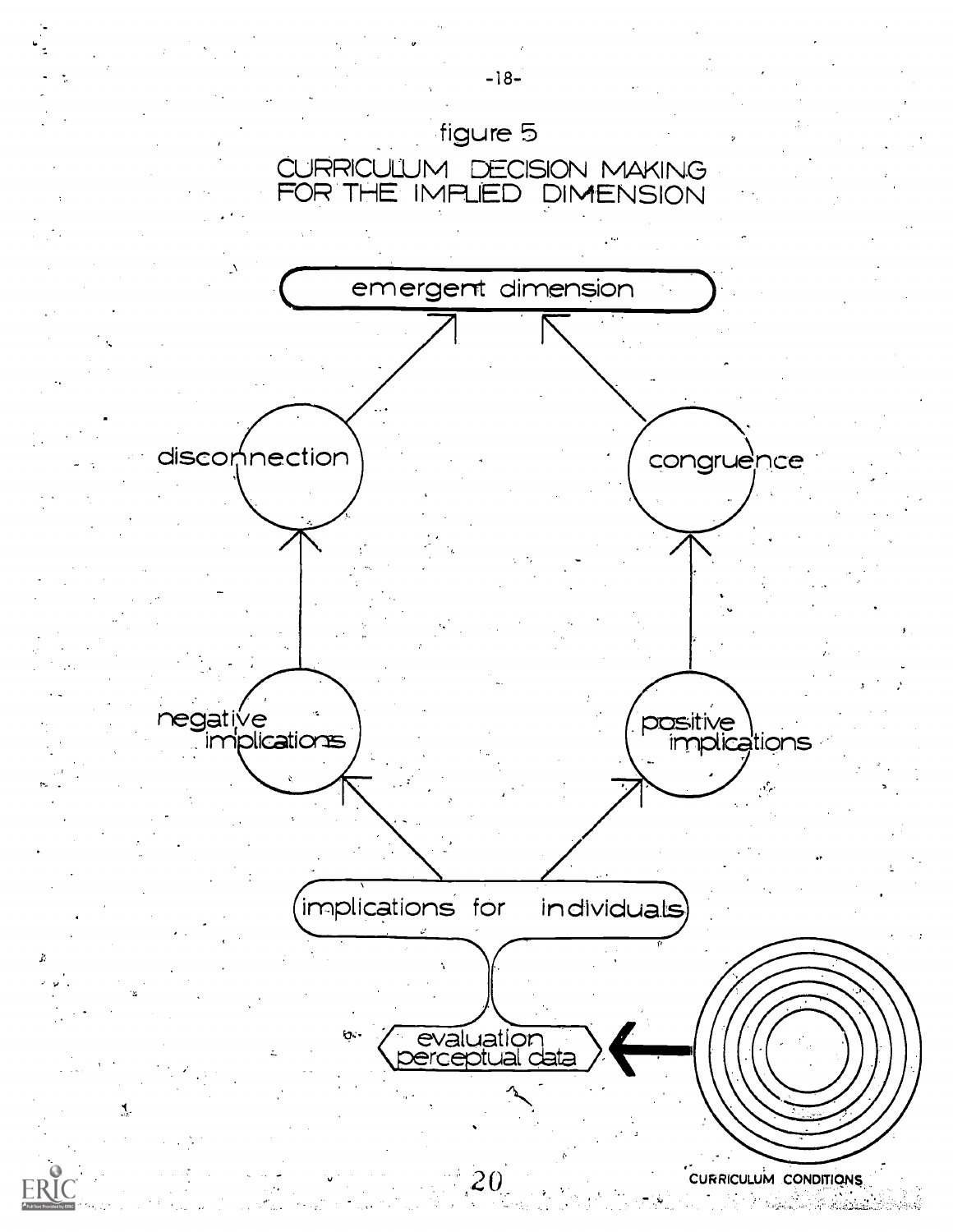figure 5

CURRICULUM DECISION MAKING FOR THE IMPLIED DIMENSION

emergent dimension

disconnection

congruence

negative implications

positive implications

implications for individuals

evaluation perceptual data

CURRICULUM CONDITIONS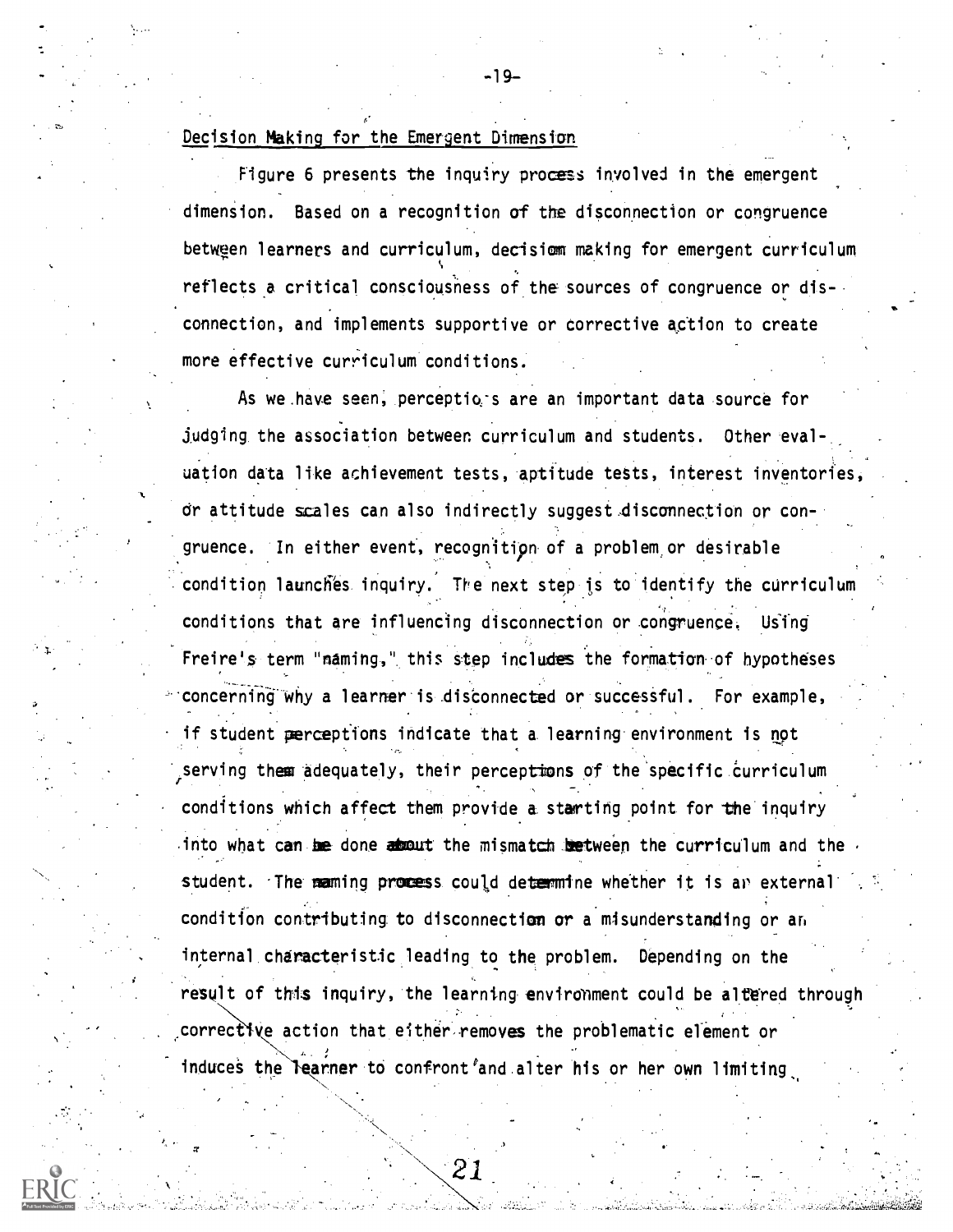Decision Making for the Emergent Dimension

Figure 6 presents the inquiry process involved in the emergent dimension. Based on a recognition of the disconnection or congruence between learners and curriculum, decision making for emergent curriculum reflects a critical consciousness of the sources of congruence or disconnection, and implements supportive or corrective action to create more effective curriculum conditions.

As we have seen, perceptions are an important data source for judging the association between curriculum and students. Other evaluation data like achievement tests, aptitude tests, interest inventories, or attitude scales can also indirectly suggest disconnection or congruence. In either event, recognition of a problem or desirable condition launches inquiry. The next step is to identify the curriculum conditions that are influencing disconnection or congruence. Using Freire's term "naming," this step includes the formation of hypotheses concerning why a learner is disconnected or successful. For example, if student perceptions indicate that a learning environment is not serving them adequately, their perceptions of the specific curriculum conditions which affect them provide a starting point for the inquiry into what can be done about the mismatch between the curriculum and the student. The naming process could determine whether it is an external condition contributing to disconnection or a misunderstanding or an internal characteristic leading to the problem. Depending on the result of this inquiry, the learning environment could be altered through corrective action that either removes the problematic element or induces the learner to confront and alter his or her own limiting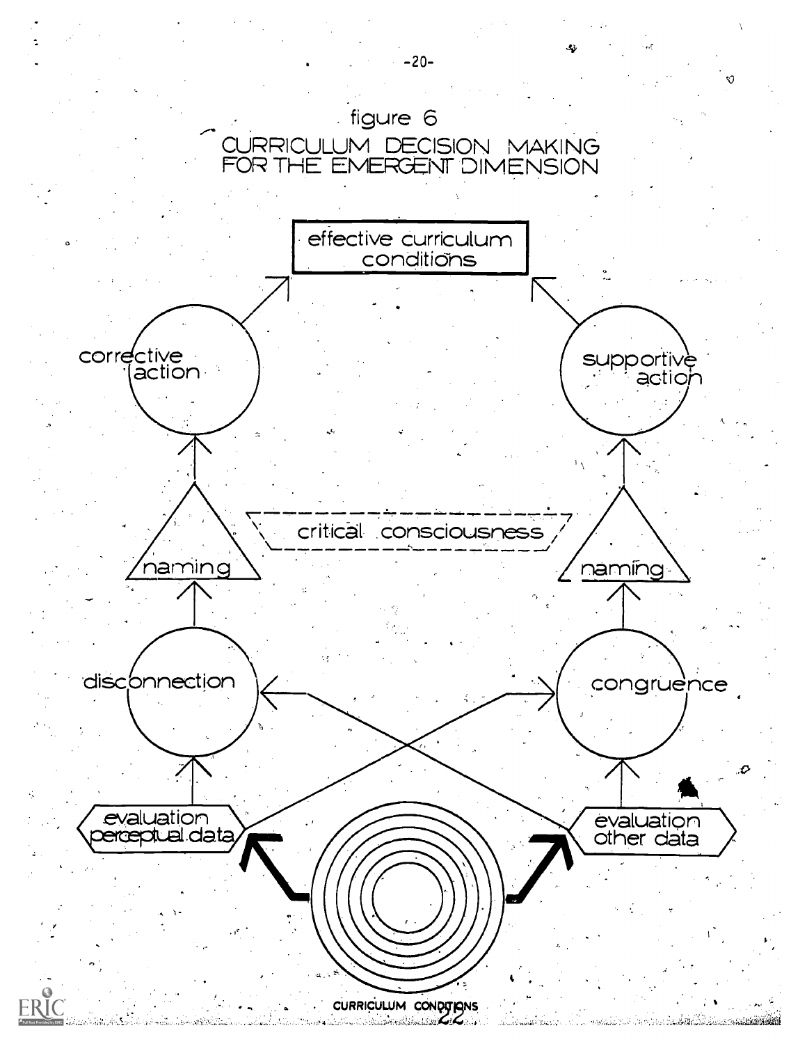figure 6

CURRICULUM DECISION MAKING FOR THE EMERGENT DIMENSION

effective curriculum conditions

corrective action

supportive action

critical consciousness

naming

naming

disconnection

congruence

evaluation perceptual data

evaluation other data

CURRICULUM CONDITIONS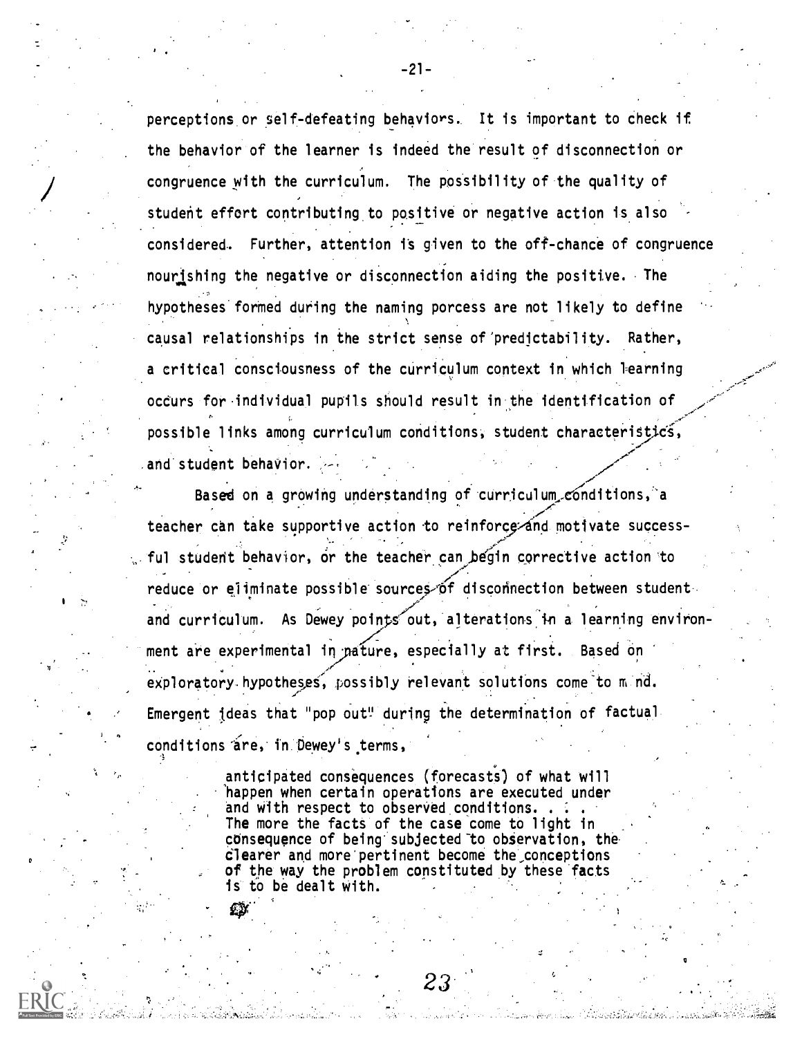perceptions or self-defeating behaviors. It is important to check if the behavior of the learner is indeed the result of disconnection or congruence with the curriculum. The possibility of the quality of student effort contributing to positive or negative action is also considered. Further, attention is given to the off-chance of congruence nourishing the negative or disconnection aiding the positive. The hypotheses formed during the naming porcess are not likely to define causal relationships in the strict sense of predictability. Rather, a critical consciousness of the curriculum context in which learning occurs for individual pupils should result in the identification of possible links among curriculum conditions, student characteristics, and student behavior.

Based on a growing understanding of curriculum conditions, a teacher can take supportive action to reinforce and motivate successful student behavior, or the teacher can begin corrective action to reduce or eliminate possible sources of disconnection between student and curriculum. As Dewey points out, alterations in a learning environment are experimental in nature, especially at first. Based on exploratory hypotheses, possibly relevant solutions come to mind. Emergent ideas that "pop out" during the determination of factual conditions are, in Dewey's terms,

> anticipated consequences (forecasts) of what will happen when certain operations are executed under and with respect to observed conditions. . . . The more the facts of the case come to light in consequence of being subjected to observation, the clearer and more pertinent become the conceptions of the way the problem constituted by these facts is to be dealt with.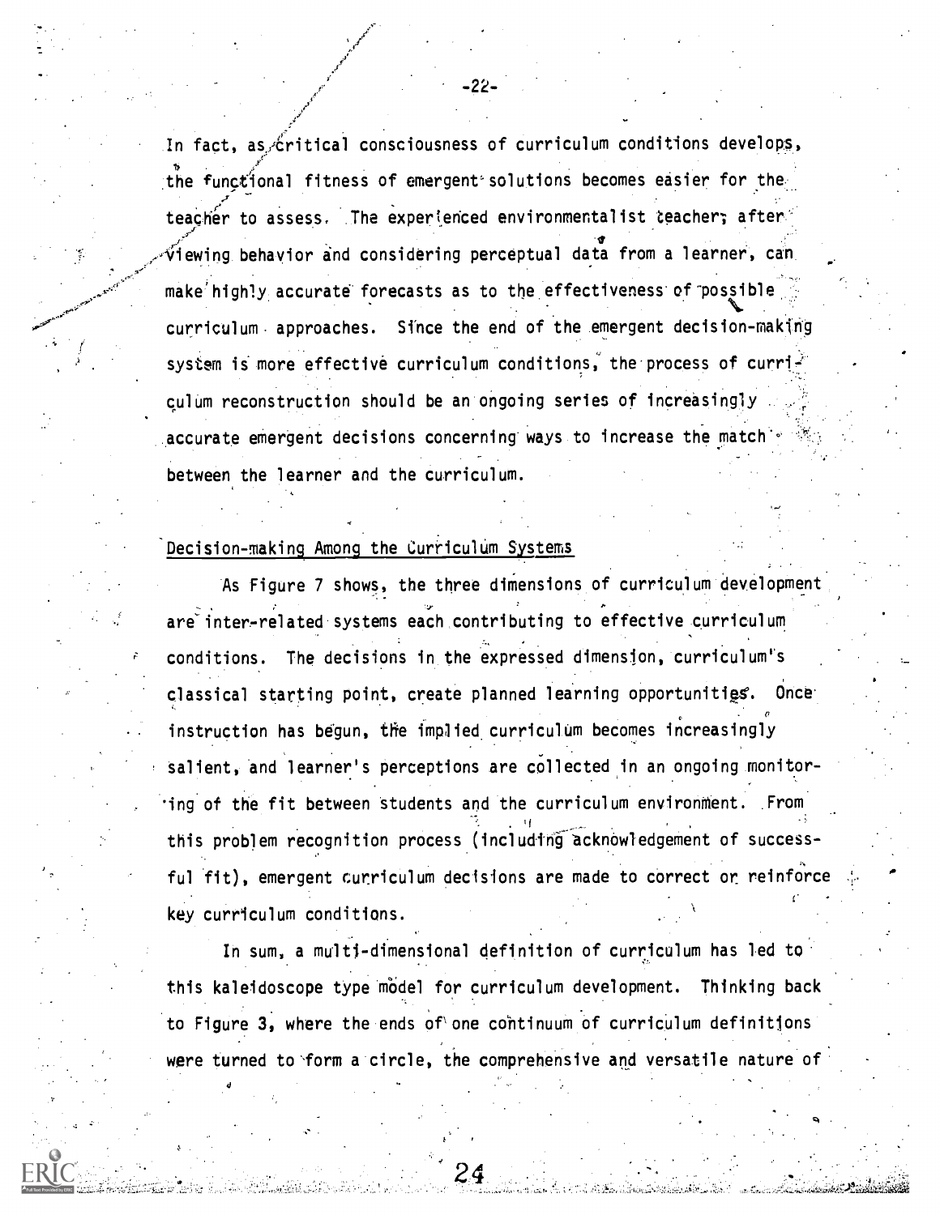In fact, as critical consciousness of curriculum conditions develops, the functional fitness of emergent solutions becomes easier for the teacher to assess. The experienced environmentalist teacher, after viewing behavior and considering perceptual data from a learner, can make highly accurate forecasts as to the effectiveness of possible curriculum approaches. Since the end of the emergent decision-making system is more effective curriculum conditions, the process of curriculum reconstruction should be an ongoing series of increasingly accurate emergent decisions concerning ways to increase the match between the learner and the curriculum.

## Decision-making Among the Curriculum Systems

As Figure 7 shows, the three dimensions of curriculum development are inter-related systems each contributing to effective curriculum conditions. The decisions in the expressed dimension, curriculum's classical starting point, create planned learning opportunities. Once instruction has begun, the implied curriculum becomes increasingly salient, and learner's perceptions are collected in an ongoing monitoring of the fit between students and the curriculum environment. From this problem recognition process (including acknowledgement of successful fit), emergent curriculum decisions are made to correct or reinforce key curriculum conditions.

In sum, a multi-dimensional definition of curriculum has led to this kaleidoscope type model for curriculum development. Thinking back to Figure 3, where the ends of one continuum of curriculum definitions were turned to form a circle, the comprehensive and versatile nature of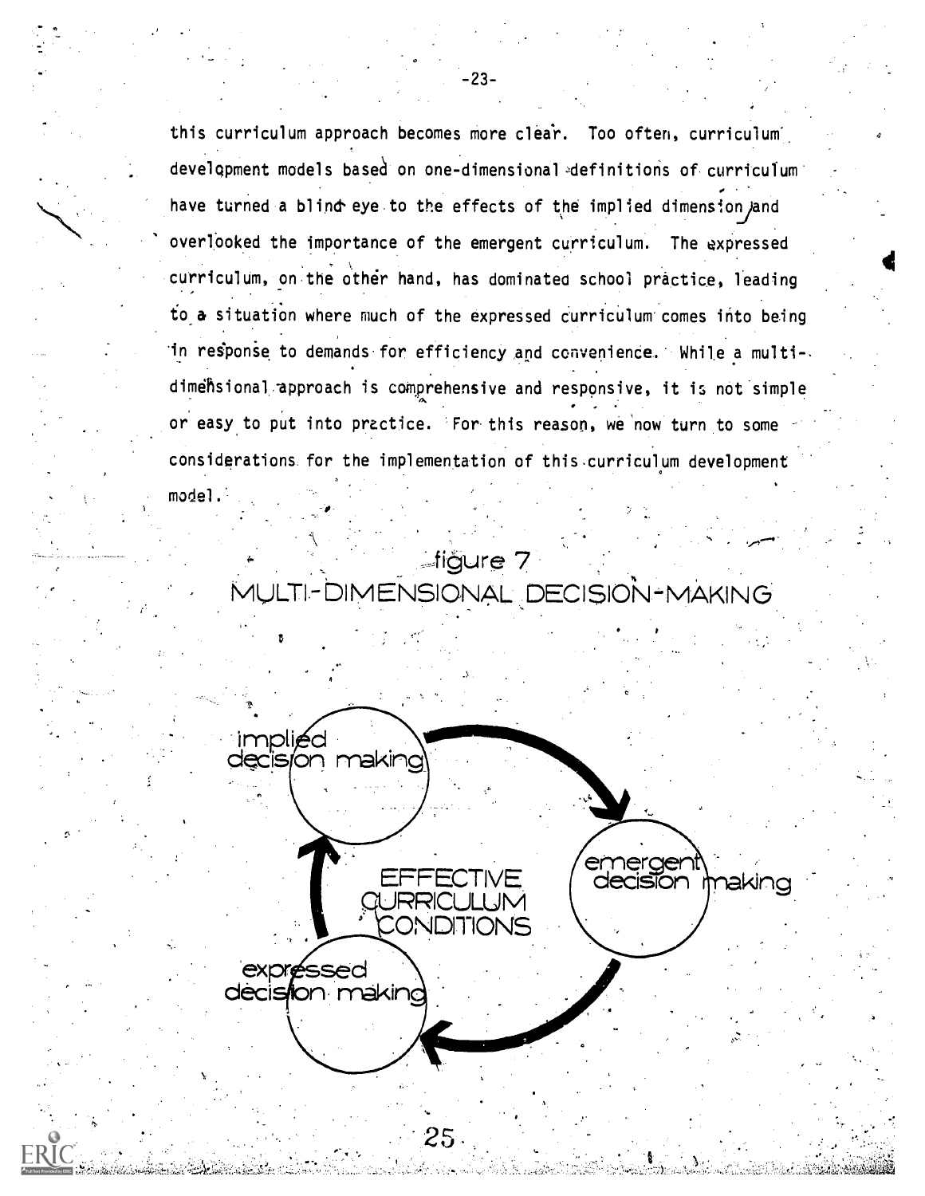this curriculum approach becomes more clear. Too often, curriculum development models based on one-dimensional definitions of curriculum have turned a blind eye to the effects of the implied dimension and overlooked the importance of the emergent curriculum. The expressed curriculum, on the other hand, has dominated school practice, leading to a situation where much of the expressed curriculum comes into being in response to demands for efficiency and convenience. While a multi-dimensional approach is comprehensive and responsive, it is not simple or easy to put into practice. For this reason, we now turn to some considerations for the implementation of this curriculum development model.

figure 7
MULTI-DIMENSIONAL DECISION-MAKING

implied decision making

emergent decision making

expressed decision making

EFFECTIVE CURRICULUM CONDITIONS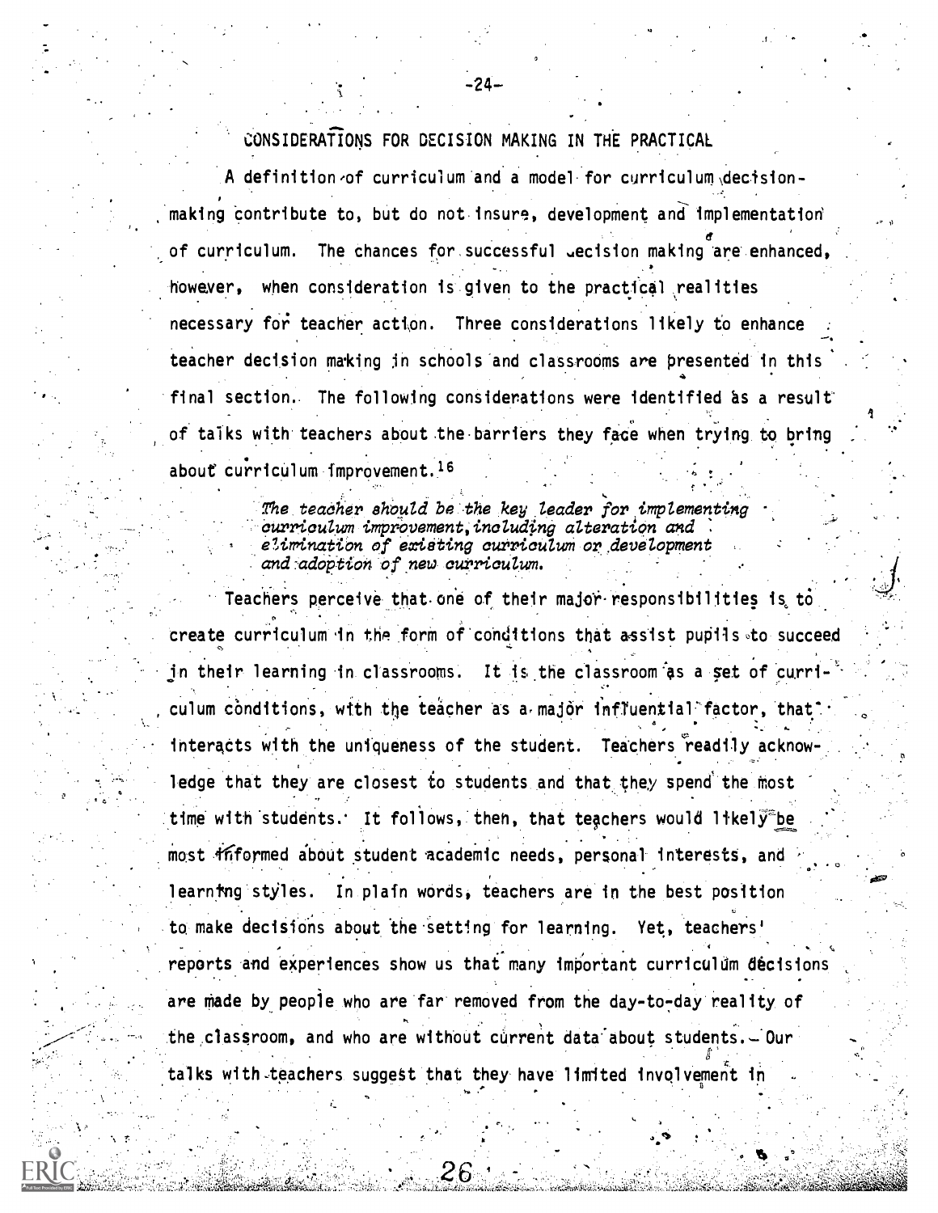## CONSIDERATIONS FOR DECISION MAKING IN THE PRACTICAL

A definition of curriculum and a model for curriculum decision-making contribute to, but do not insure, development and implementation of curriculum. The chances for successful decision making are enhanced, however, when consideration is given to the practical realities necessary for teacher action. Three considerations likely to enhance teacher decision making in schools and classrooms are presented in this final section. The following considerations were identified as a result of talks with teachers about the barriers they face when trying to bring about curriculum improvement.[16]

> *The teacher should be the key leader for implementing curriculum improvement, including alteration and elimination of existing curriculum or development and adoption of new curriculum.*

Teachers perceive that one of their major responsibilities is to create curriculum in the form of conditions that assist pupils to succeed in their learning in classrooms. It is the classroom as a set of curriculum conditions, with the teacher as a major influential factor, that interacts with the uniqueness of the student. Teachers readily acknowledge that they are closest to students and that they spend the most time with students. It follows, then, that teachers would likely be most informed about student academic needs, personal interests, and learning styles. In plain words, teachers are in the best position to make decisions about the setting for learning. Yet, teachers' reports and experiences show us that many important curriculum decisions are made by people who are far removed from the day-to-day reality of the classroom, and who are without current data about students. Our talks with teachers suggest that they have limited involvement in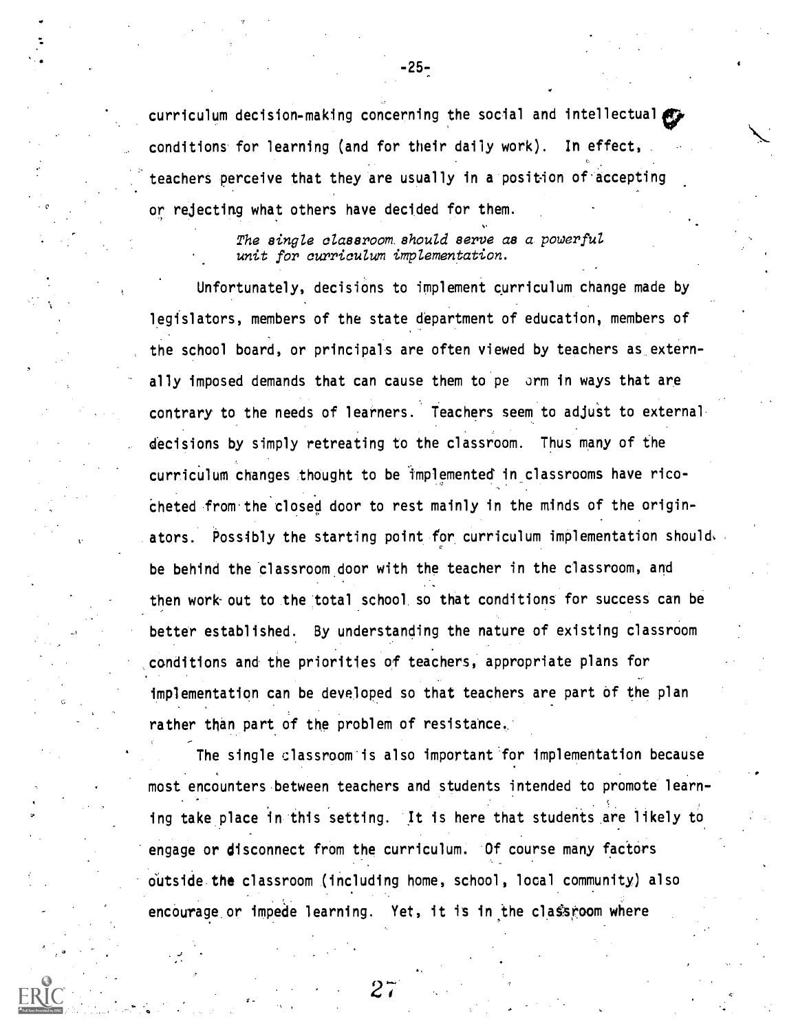curriculum decision-making concerning the social and intellectual conditions for learning (and for their daily work). In effect, teachers perceive that they are usually in a position of accepting or rejecting what others have decided for them.

*The single classroom should serve as a powerful unit for curriculum implementation.*

Unfortunately, decisions to implement curriculum change made by legislators, members of the state department of education, members of the school board, or principals are often viewed by teachers as externally imposed demands that can cause them to perform in ways that are contrary to the needs of learners. Teachers seem to adjust to external decisions by simply retreating to the classroom. Thus many of the curriculum changes thought to be implemented in classrooms have ricocheted from the closed door to rest mainly in the minds of the originators. Possibly the starting point for curriculum implementation should be behind the classroom door with the teacher in the classroom, and then work out to the total school so that conditions for success can be better established. By understanding the nature of existing classroom conditions and the priorities of teachers, appropriate plans for implementation can be developed so that teachers are part of the plan rather than part of the problem of resistance.

The single classroom is also important for implementation because most encounters between teachers and students intended to promote learning take place in this setting. It is here that students are likely to engage or disconnect from the curriculum. Of course many factors outside the classroom (including home, school, local community) also encourage or impede learning. Yet, it is in the classroom where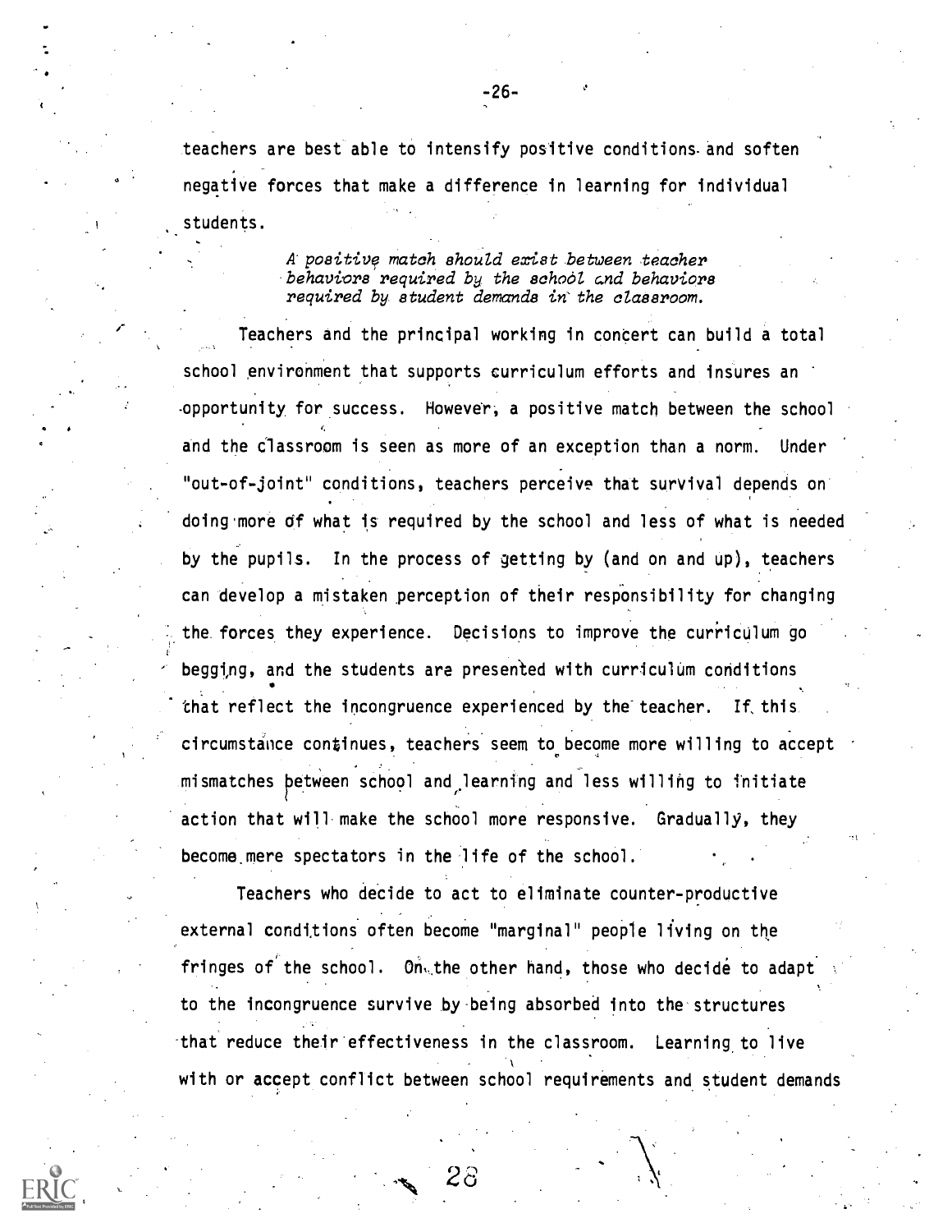teachers are best able to intensify positive conditions and soften negative forces that make a difference in learning for individual students.

> *A positive match should exist between teacher behaviors required by the school and behaviors required by student demands in the classroom.*

Teachers and the principal working in concert can build a total school environment that supports curriculum efforts and insures an opportunity for success. However, a positive match between the school and the classroom is seen as more of an exception than a norm. Under "out-of-joint" conditions, teachers perceive that survival depends on doing more of what is required by the school and less of what is needed by the pupils. In the process of getting by (and on and up), teachers can develop a mistaken perception of their responsibility for changing the forces they experience. Decisions to improve the curriculum go begging, and the students are presented with curriculum conditions that reflect the incongruence experienced by the teacher. If this circumstance continues, teachers seem to become more willing to accept mismatches between school and learning and less willing to initiate action that will make the school more responsive. Gradually, they become mere spectators in the life of the school.

Teachers who decide to act to eliminate counter-productive external conditions often become "marginal" people living on the fringes of the school. On the other hand, those who decide to adapt to the incongruence survive by being absorbed into the structures that reduce their effectiveness in the classroom. Learning to live with or accept conflict between school requirements and student demands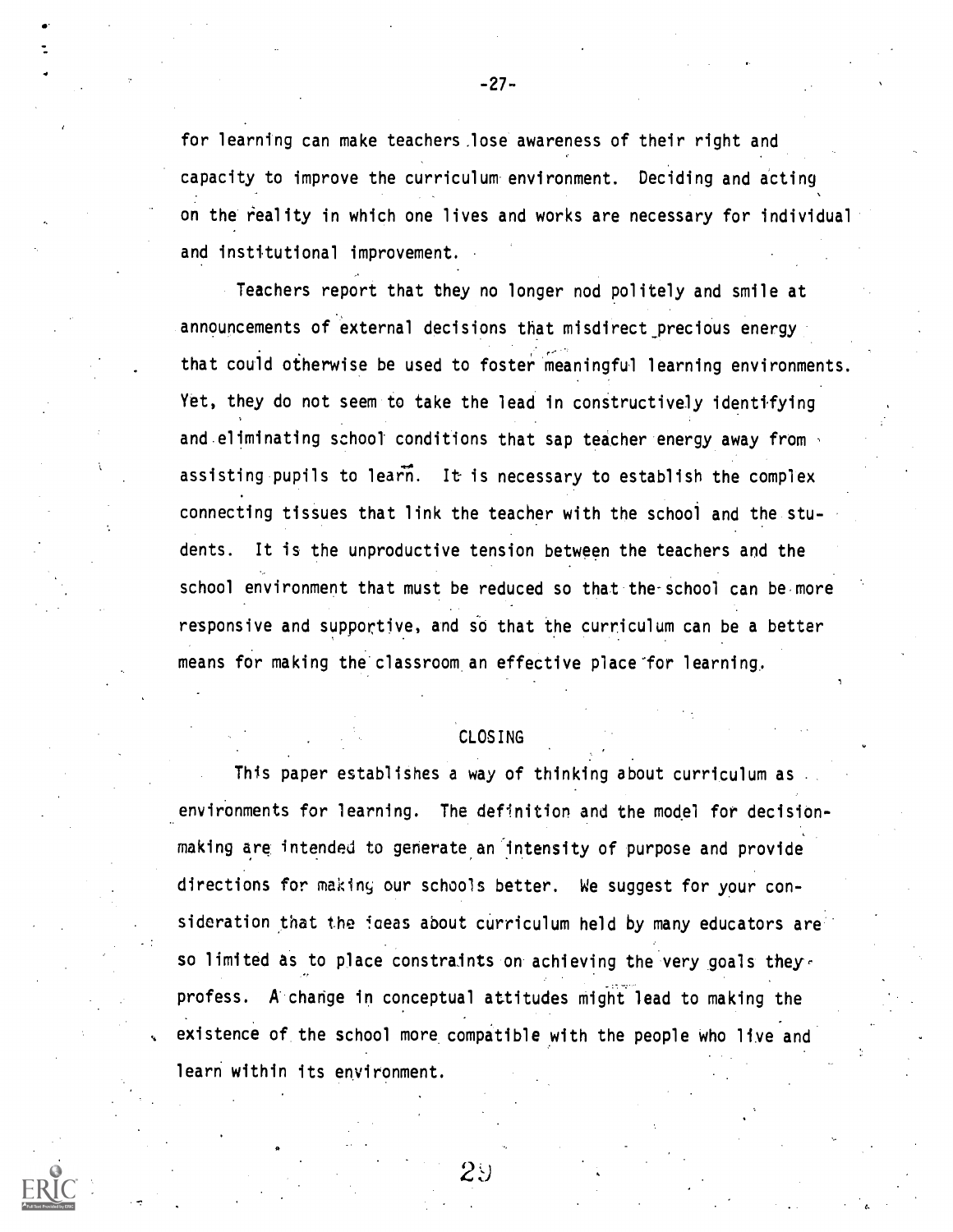for learning can make teachers lose awareness of their right and capacity to improve the curriculum environment. Deciding and acting on the reality in which one lives and works are necessary for individual and institutional improvement.

Teachers report that they no longer nod politely and smile at announcements of external decisions that misdirect precious energy that could otherwise be used to foster meaningful learning environments. Yet, they do not seem to take the lead in constructively identifying and eliminating school conditions that sap teacher energy away from assisting pupils to learn. It is necessary to establish the complex connecting tissues that link the teacher with the school and the students. It is the unproductive tension between the teachers and the school environment that must be reduced so that the school can be more responsive and supportive, and so that the curriculum can be a better means for making the classroom an effective place for learning.

## CLOSING

This paper establishes a way of thinking about curriculum as environments for learning. The definition and the model for decision-making are intended to generate an intensity of purpose and provide directions for making our schools better. We suggest for your consideration that the ideas about curriculum held by many educators are so limited as to place constraints on achieving the very goals they profess. A change in conceptual attitudes might lead to making the existence of the school more compatible with the people who live and learn within its environment.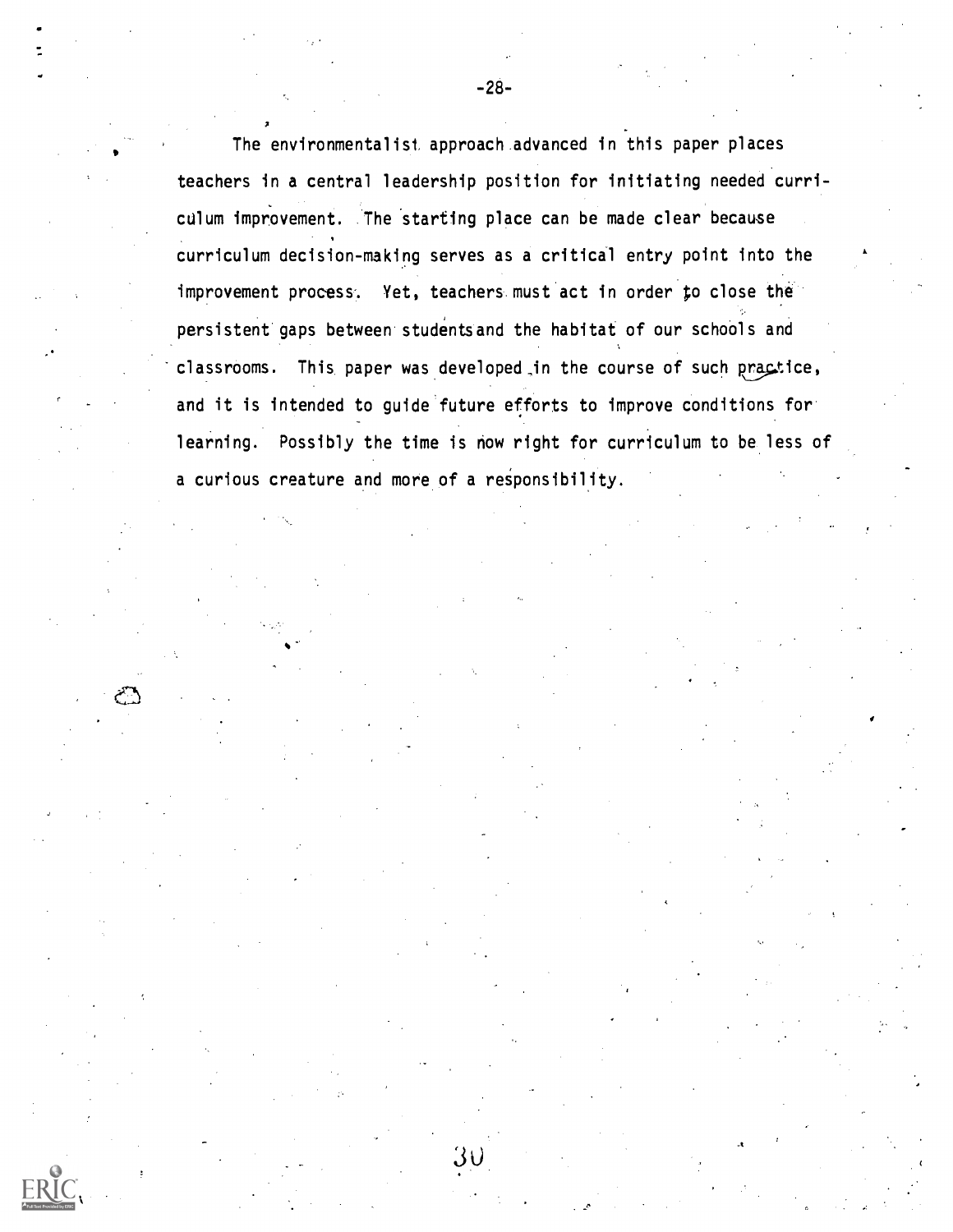The environmentalist approach advanced in this paper places teachers in a central leadership position for initiating needed curriculum improvement. The starting place can be made clear because curriculum decision-making serves as a critical entry point into the improvement process. Yet, teachers must act in order to close the persistent gaps between students and the habitat of our schools and classrooms. This paper was developed in the course of such practice, and it is intended to guide future efforts to improve conditions for learning. Possibly the time is now right for curriculum to be less of a curious creature and more of a responsibility.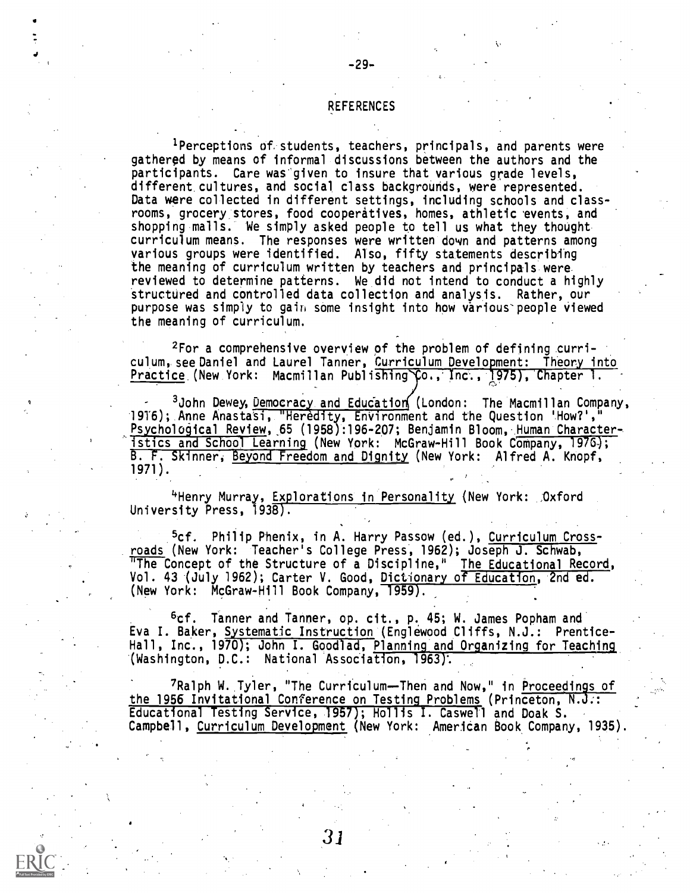## REFERENCES

[1]Perceptions of students, teachers, principals, and parents were gathered by means of informal discussions between the authors and the participants. Care was given to insure that various grade levels, different cultures, and social class backgrounds, were represented. Data were collected in different settings, including schools and classrooms, grocery stores, food cooperatives, homes, athletic events, and shopping malls. We simply asked people to tell us what they thought curriculum means. The responses were written down and patterns among various groups were identified. Also, fifty statements describing the meaning of curriculum written by teachers and principals were reviewed to determine patterns. We did not intend to conduct a highly structured and controlled data collection and analysis. Rather, our purpose was simply to gain some insight into how various people viewed the meaning of curriculum.

[2]For a comprehensive overview of the problem of defining curriculum, see Daniel and Laurel Tanner, Curriculum Development: Theory into Practice (New York: Macmillan Publishing Co., Inc., 1975), Chapter 1.

[3]John Dewey, Democracy and Education (London: The Macmillan Company, 1916); Anne Anastasi, "Heredity, Environment and the Question 'How?'," Psychological Review, 65 (1958):196-207; Benjamin Bloom, Human Characteristics and School Learning (New York: McGraw-Hill Book Company, 1976); B. F. Skinner, Beyond Freedom and Dignity (New York: Alfred A. Knopf, 1971).

[4]Henry Murray, Explorations in Personality (New York: Oxford University Press, 1938).

[5]cf. Philip Phenix, in A. Harry Passow (ed.), Curriculum Crossroads (New York: Teacher's College Press, 1962); Joseph J. Schwab, "The Concept of the Structure of a Discipline," The Educational Record, Vol. 43 (July 1962); Carter V. Good, Dictionary of Education, 2nd ed. (New York: McGraw-Hill Book Company, 1959).

[6]cf. Tanner and Tanner, op. cit., p. 45; W. James Popham and Eva I. Baker, Systematic Instruction (Englewood Cliffs, N.J.: Prentice-Hall, Inc., 1970); John I. Goodlad, Planning and Organizing for Teaching (Washington, D.C.: National Association, 1963).

[7]Ralph W. Tyler, "The Curriculum—Then and Now," in Proceedings of the 1956 Invitational Conference on Testing Problems (Princeton, N.J.: Educational Testing Service, 1957); Hollis L. Caswell and Doak S. Campbell, Curriculum Development (New York: American Book Company, 1935).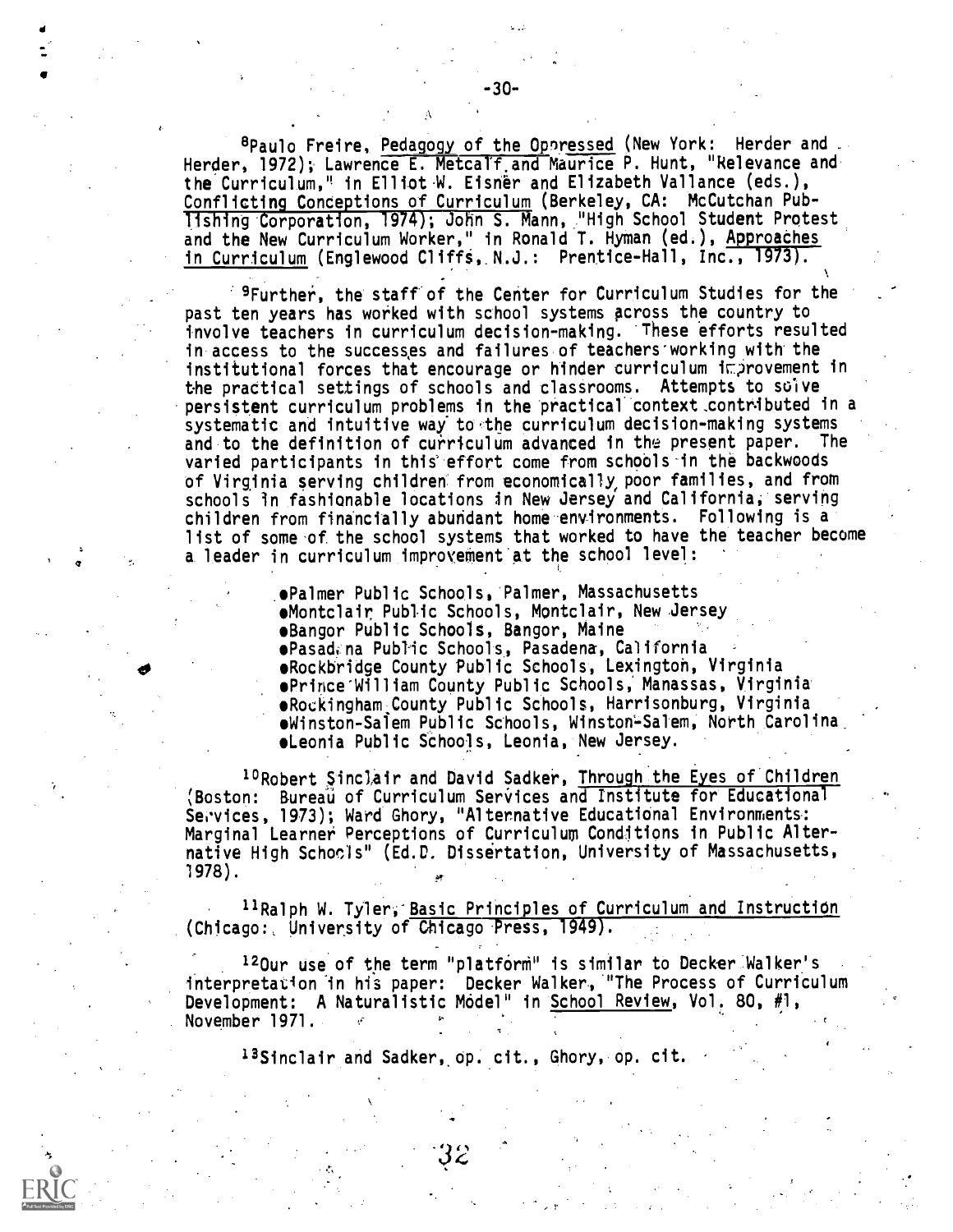[8]Paulo Freire, Pedagogy of the Oppressed (New York: Herder and Herder, 1972); Lawrence E. Metcalf and Maurice P. Hunt, "Relevance and the Curriculum," in Elliot W. Eisner and Elizabeth Vallance (eds.), Conflicting Conceptions of Curriculum (Berkeley, CA: McCutchan Publishing Corporation, 1974); John S. Mann, "High School Student Protest and the New Curriculum Worker," in Ronald T. Hyman (ed.), Approaches in Curriculum (Englewood Cliffs, N.J.: Prentice-Hall, Inc., 1973).

[9]Further, the staff of the Center for Curriculum Studies for the past ten years has worked with school systems across the country to involve teachers in curriculum decision-making. These efforts resulted in access to the successes and failures of teachers working with the institutional forces that encourage or hinder curriculum improvement in the practical settings of schools and classrooms. Attempts to solve persistent curriculum problems in the practical context contributed in a systematic and intuitive way to the curriculum decision-making systems and to the definition of curriculum advanced in the present paper. The varied participants in this effort come from schools in the backwoods of Virginia serving children from economically poor families, and from schools in fashionable locations in New Jersey and California, serving children from financially abundant home environments. Following is a list of some of the school systems that worked to have the teacher become a leader in curriculum improvement at the school level:

- Palmer Public Schools, Palmer, Massachusetts
- Montclair Public Schools, Montclair, New Jersey
- Bangor Public Schools, Bangor, Maine
- Pasadena Public Schools, Pasadena, California
- Rockbridge County Public Schools, Lexington, Virginia
- Prince William County Public Schools, Manassas, Virginia
- Rockingham County Public Schools, Harrisonburg, Virginia
- Winston-Salem Public Schools, Winston-Salem, North Carolina
- Leonia Public Schools, Leonia, New Jersey.

[10]Robert Sinclair and David Sadker, Through the Eyes of Children (Boston: Bureau of Curriculum Services and Institute for Educational Services, 1973); Ward Ghory, "Alternative Educational Environments: Marginal Learner Perceptions of Curriculum Conditions in Public Alternative High Schools" (Ed.D. Dissertation, University of Massachusetts, 1978).

[11]Ralph W. Tyler, Basic Principles of Curriculum and Instruction (Chicago: University of Chicago Press, 1949).

[12]Our use of the term "platform" is similar to Decker Walker's interpretation in his paper: Decker Walker, "The Process of Curriculum Development: A Naturalistic Model" in School Review, Vol. 80, #1, November 1971.

[13]Sinclair and Sadker, op. cit., Ghory, op. cit.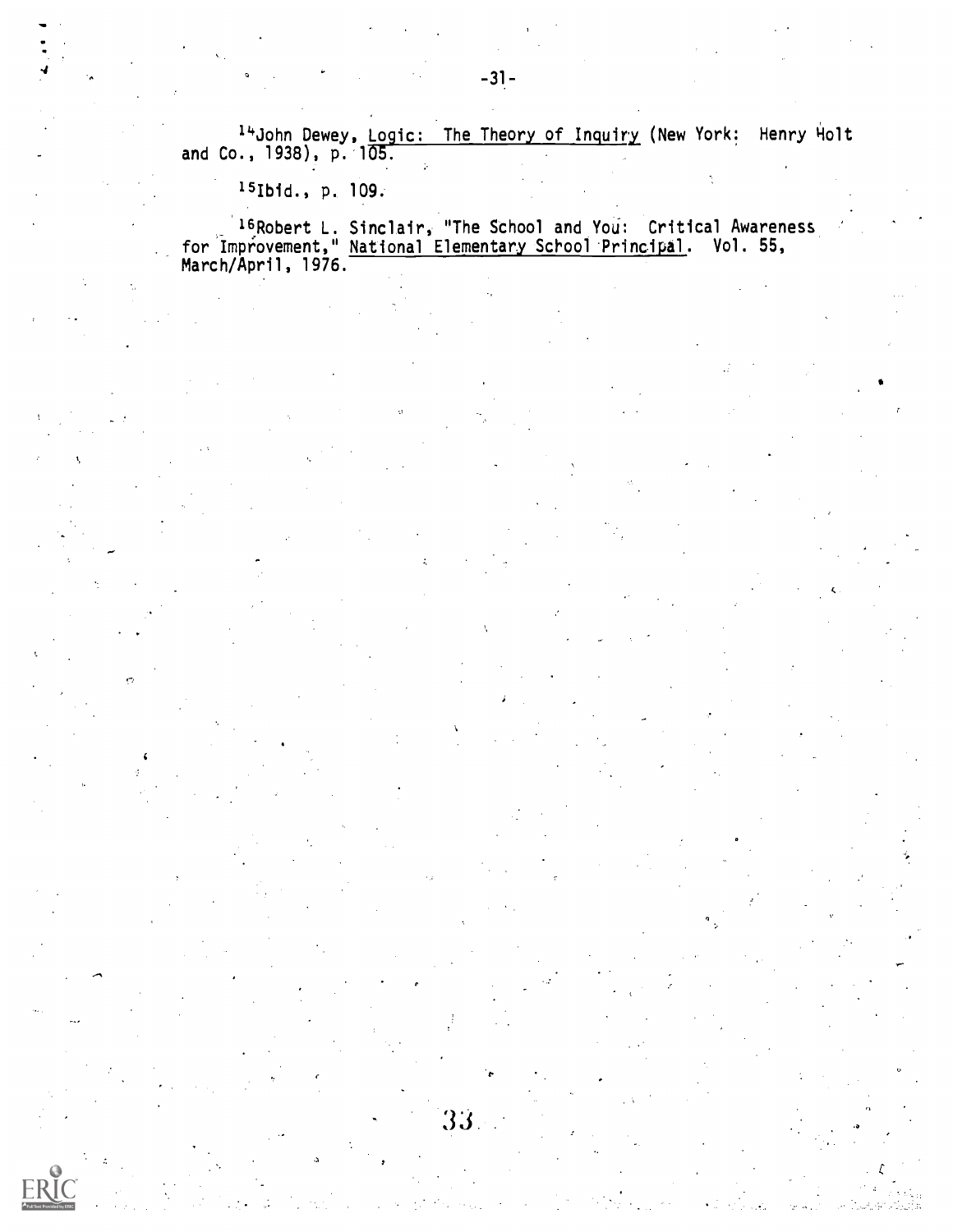[14]John Dewey, Logic: The Theory of Inquiry (New York: Henry Holt and Co., 1938), p. 105.

[15]Ibid., p. 109.

[16]Robert L. Sinclair, "The School and You: Critical Awareness for Improvement," National Elementary School Principal. Vol. 55, March/April, 1976.